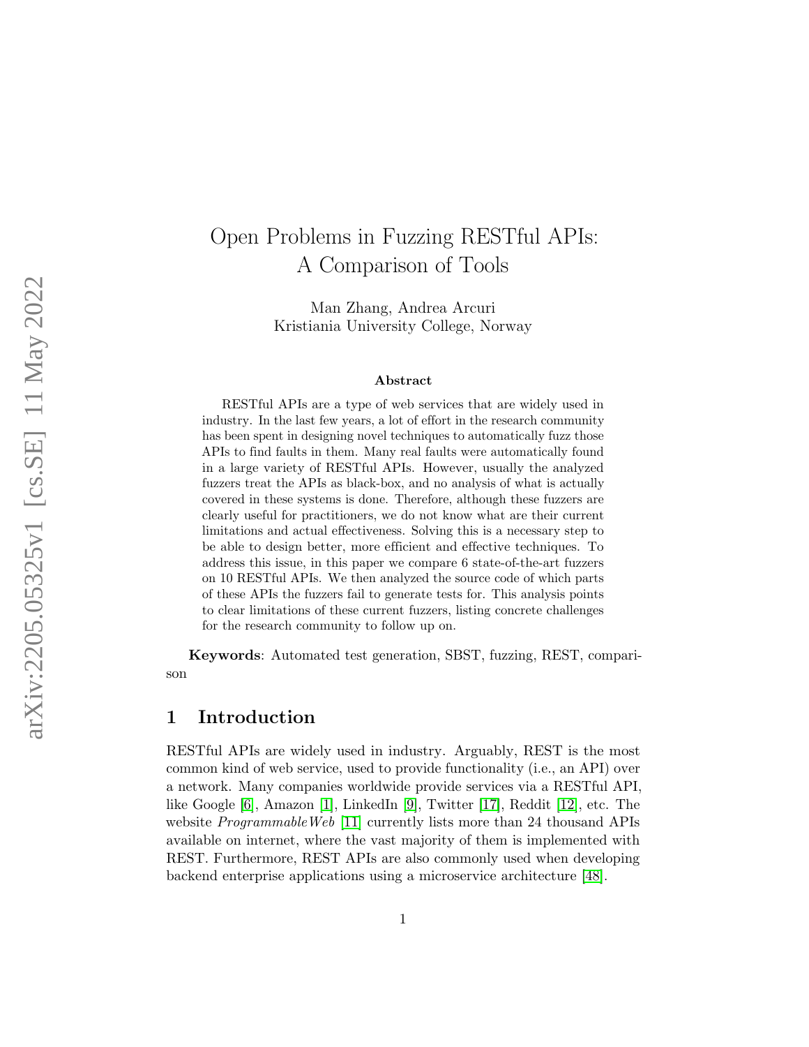# Open Problems in Fuzzing RESTful APIs: A Comparison of Tools

Man Zhang, Andrea Arcuri
Kristiania University College, Norway

### Abstract

RESTful APIs are a type of web services that are widely used in industry. In the last few years, a lot of effort in the research community has been spent in designing novel techniques to automatically fuzz those APIs to find faults in them. Many real faults were automatically found in a large variety of RESTful APIs. However, usually the analyzed fuzzers treat the APIs as black-box, and no analysis of what is actually covered in these systems is done. Therefore, although these fuzzers are clearly useful for practitioners, we do not know what are their current limitations and actual effectiveness. Solving this is a necessary step to be able to design better, more efficient and effective techniques. To address this issue, in this paper we compare 6 state-of-the-art fuzzers on 10 RESTful APIs. We then analyzed the source code of which parts of these APIs the fuzzers fail to generate tests for. This analysis points to clear limitations of these current fuzzers, listing concrete challenges for the research community to follow up on.

**Keywords**: Automated test generation, SBST, fuzzing, REST, comparison

## 1 Introduction

RESTful APIs are widely used in industry. Arguably, REST is the most common kind of web service, used to provide functionality (i.e., an API) over a network. Many companies worldwide provide services via a RESTful API, like Google [6], Amazon [1], LinkedIn [9], Twitter [17], Reddit [12], etc. The website *ProgrammableWeb* [11] currently lists more than 24 thousand APIs available on internet, where the vast majority of them is implemented with REST. Furthermore, REST APIs are also commonly used when developing backend enterprise applications using a microservice architecture [48].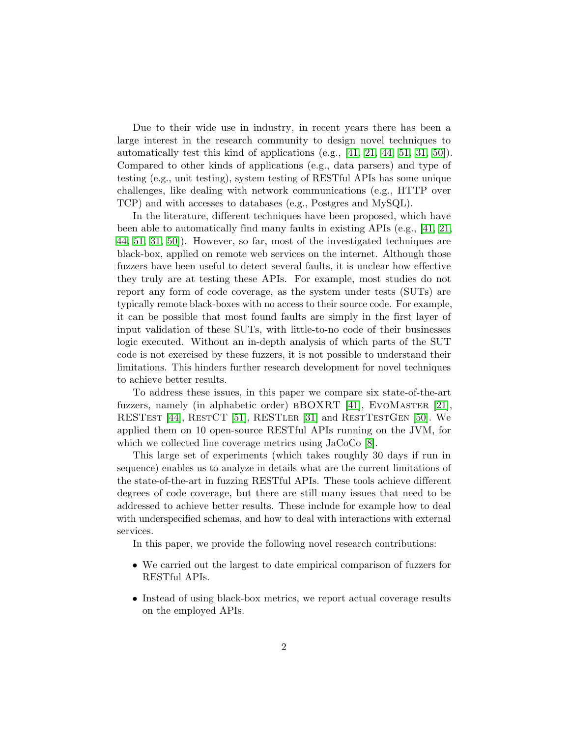Due to their wide use in industry, in recent years there has been a large interest in the research community to design novel techniques to automatically test this kind of applications (e.g., [41, 21, 44, 51, 31, 50]). Compared to other kinds of applications (e.g., data parsers) and type of testing (e.g., unit testing), system testing of RESTful APIs has some unique challenges, like dealing with network communications (e.g., HTTP over TCP) and with accesses to databases (e.g., Postgres and MySQL).

In the literature, different techniques have been proposed, which have been able to automatically find many faults in existing APIs (e.g., [41, 21, 44, 51, 31, 50]). However, so far, most of the investigated techniques are black-box, applied on remote web services on the internet. Although those fuzzers have been useful to detect several faults, it is unclear how effective they truly are at testing these APIs. For example, most studies do not report any form of code coverage, as the system under tests (SUTs) are typically remote black-boxes with no access to their source code. For example, it can be possible that most found faults are simply in the first layer of input validation of these SUTs, with little-to-no code of their businesses logic executed. Without an in-depth analysis of which parts of the SUT code is not exercised by these fuzzers, it is not possible to understand their limitations. This hinders further research development for novel techniques to achieve better results.

To address these issues, in this paper we compare six state-of-the-art fuzzers, namely (in alphabetic order) bBOXRT [41], EvoMaster [21], RESTest [44], RestCT [51], RESTler [31] and RestTestGen [50]. We applied them on 10 open-source RESTful APIs running on the JVM, for which we collected line coverage metrics using JaCoCo [8].

This large set of experiments (which takes roughly 30 days if run in sequence) enables us to analyze in details what are the current limitations of the state-of-the-art in fuzzing RESTful APIs. These tools achieve different degrees of code coverage, but there are still many issues that need to be addressed to achieve better results. These include for example how to deal with underspecified schemas, and how to deal with interactions with external services.

In this paper, we provide the following novel research contributions:

- We carried out the largest to date empirical comparison of fuzzers for RESTful APIs.
- Instead of using black-box metrics, we report actual coverage results on the employed APIs.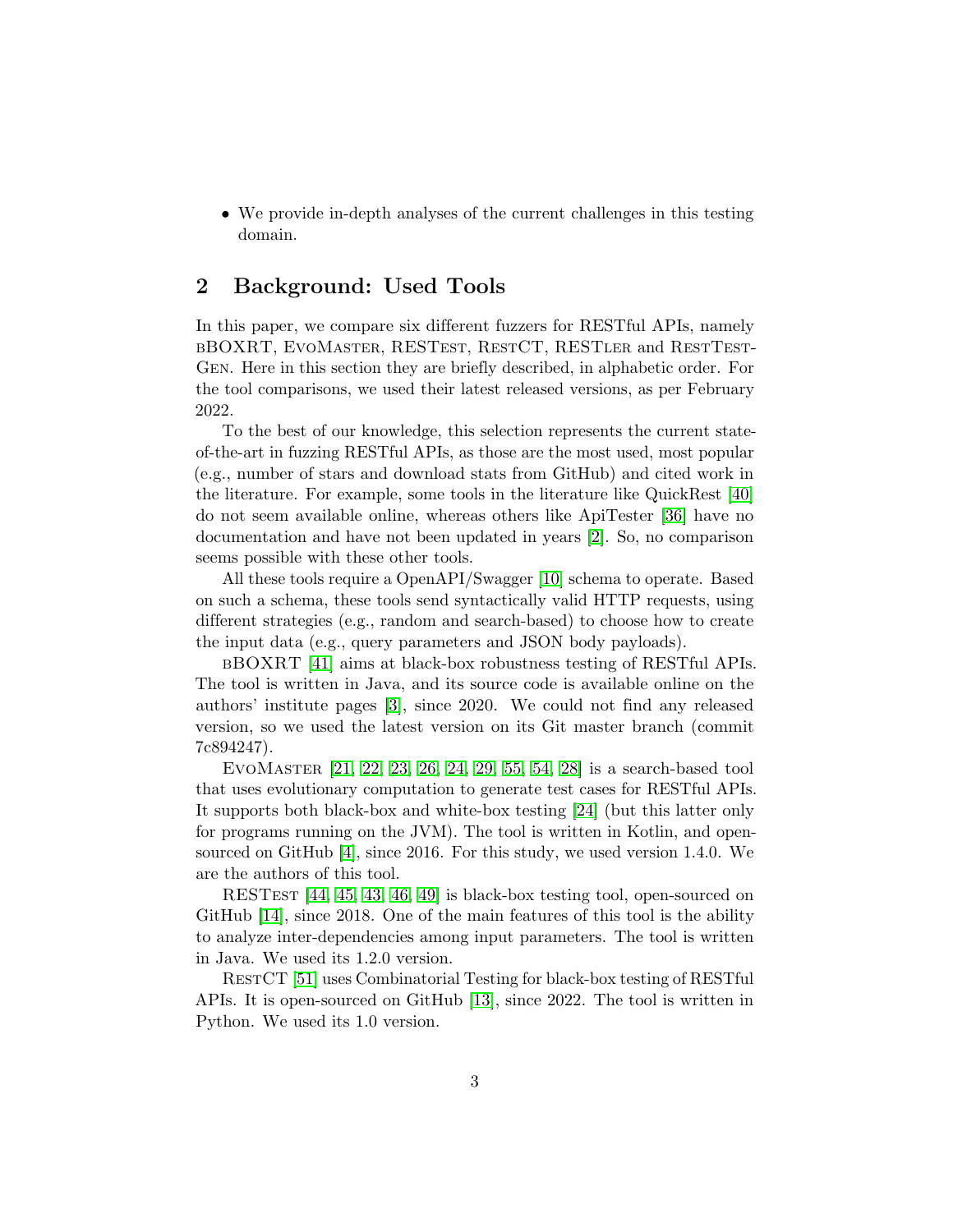- We provide in-depth analyses of the current challenges in this testing domain.

## 2 Background: Used Tools

In this paper, we compare six different fuzzers for RESTful APIs, namely bBOXRT, EvoMaster, RESTest, RestCT, RESTler and RestTestGen. Here in this section they are briefly described, in alphabetic order. For the tool comparisons, we used their latest released versions, as per February 2022.

To the best of our knowledge, this selection represents the current state-of-the-art in fuzzing RESTful APIs, as those are the most used, most popular (e.g., number of stars and download stats from GitHub) and cited work in the literature. For example, some tools in the literature like QuickRest [40] do not seem available online, whereas others like ApiTester [36] have no documentation and have not been updated in years [2]. So, no comparison seems possible with these other tools.

All these tools require a OpenAPI/Swagger [10] schema to operate. Based on such a schema, these tools send syntactically valid HTTP requests, using different strategies (e.g., random and search-based) to choose how to create the input data (e.g., query parameters and JSON body payloads).

bBOXRT [41] aims at black-box robustness testing of RESTful APIs. The tool is written in Java, and its source code is available online on the authors' institute pages [3], since 2020. We could not find any released version, so we used the latest version on its Git master branch (commit 7c894247).

EvoMaster [21, 22, 23, 26, 24, 29, 55, 54, 28] is a search-based tool that uses evolutionary computation to generate test cases for RESTful APIs. It supports both black-box and white-box testing [24] (but this latter only for programs running on the JVM). The tool is written in Kotlin, and open-sourced on GitHub [4], since 2016. For this study, we used version 1.4.0. We are the authors of this tool.

RESTest [44, 45, 43, 46, 49] is black-box testing tool, open-sourced on GitHub [14], since 2018. One of the main features of this tool is the ability to analyze inter-dependencies among input parameters. The tool is written in Java. We used its 1.2.0 version.

RestCT [51] uses Combinatorial Testing for black-box testing of RESTful APIs. It is open-sourced on GitHub [13], since 2022. The tool is written in Python. We used its 1.0 version.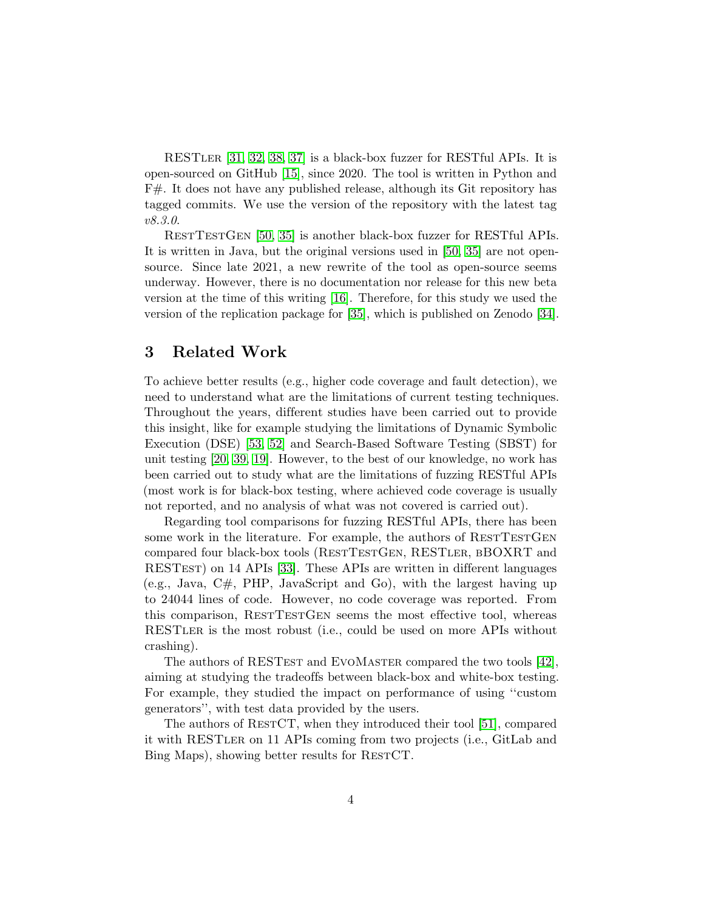RESTler [31, 32, 38, 37] is a black-box fuzzer for RESTful APIs. It is open-sourced on GitHub [15], since 2020. The tool is written in Python and F#. It does not have any published release, although its Git repository has tagged commits. We use the version of the repository with the latest tag *v8.3.0*.

RestTestGen [50, 35] is another black-box fuzzer for RESTful APIs. It is written in Java, but the original versions used in [50, 35] are not open-source. Since late 2021, a new rewrite of the tool as open-source seems underway. However, there is no documentation nor release for this new beta version at the time of this writing [16]. Therefore, for this study we used the version of the replication package for [35], which is published on Zenodo [34].

## 3 Related Work

To achieve better results (e.g., higher code coverage and fault detection), we need to understand what are the limitations of current testing techniques. Throughout the years, different studies have been carried out to provide this insight, like for example studying the limitations of Dynamic Symbolic Execution (DSE) [53, 52] and Search-Based Software Testing (SBST) for unit testing [20, 39, 19]. However, to the best of our knowledge, no work has been carried out to study what are the limitations of fuzzing RESTful APIs (most work is for black-box testing, where achieved code coverage is usually not reported, and no analysis of what was not covered is carried out).

Regarding tool comparisons for fuzzing RESTful APIs, there has been some work in the literature. For example, the authors of RestTestGen compared four black-box tools (RestTestGen, RESTler, bBOXRT and RESTest) on 14 APIs [33]. These APIs are written in different languages (e.g., Java, C#, PHP, JavaScript and Go), with the largest having up to 24044 lines of code. However, no code coverage was reported. From this comparison, RestTestGen seems the most effective tool, whereas RESTler is the most robust (i.e., could be used on more APIs without crashing).

The authors of RESTest and EvoMaster compared the two tools [42], aiming at studying the tradeoffs between black-box and white-box testing. For example, they studied the impact on performance of using "custom generators", with test data provided by the users.

The authors of RestCT, when they introduced their tool [51], compared it with RESTler on 11 APIs coming from two projects (i.e., GitLab and Bing Maps), showing better results for RestCT.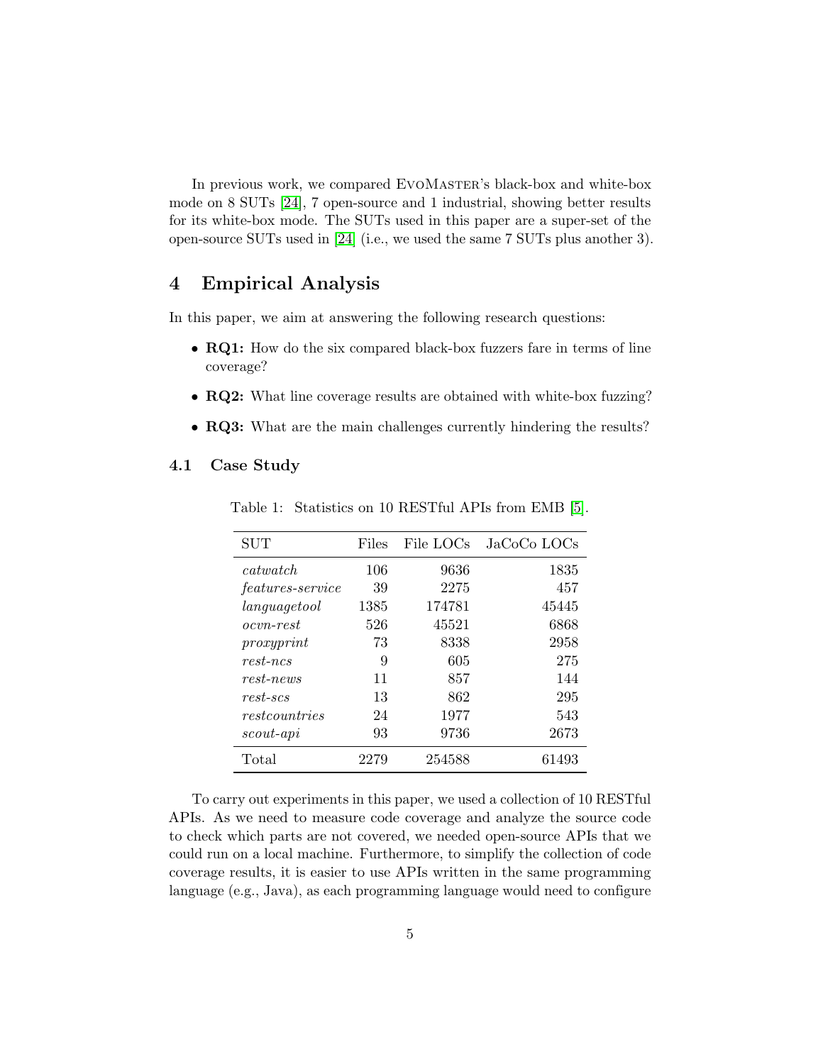In previous work, we compared EvoMaster's black-box and white-box mode on 8 SUTs [24], 7 open-source and 1 industrial, showing better results for its white-box mode. The SUTs used in this paper are a super-set of the open-source SUTs used in [24] (i.e., we used the same 7 SUTs plus another 3).

## 4 Empirical Analysis

In this paper, we aim at answering the following research questions:

- **RQ1:** How do the six compared black-box fuzzers fare in terms of line coverage?
- **RQ2:** What line coverage results are obtained with white-box fuzzing?
- **RQ3:** What are the main challenges currently hindering the results?

### 4.1 Case Study

Table 1: Statistics on 10 RESTful APIs from EMB [5].

| SUT | Files | File LOCs | JaCoCo LOCs |
|---|---|---|---|
| *catwatch* | 106 | 9636 | 1835 |
| *features-service* | 39 | 2275 | 457 |
| *languagetool* | 1385 | 174781 | 45445 |
| *ocvn-rest* | 526 | 45521 | 6868 |
| *proxyprint* | 73 | 8338 | 2958 |
| *rest-ncs* | 9 | 605 | 275 |
| *rest-news* | 11 | 857 | 144 |
| *rest-scs* | 13 | 862 | 295 |
| *restcountries* | 24 | 1977 | 543 |
| *scout-api* | 93 | 9736 | 2673 |
| Total | 2279 | 254588 | 61493 |

To carry out experiments in this paper, we used a collection of 10 RESTful APIs. As we need to measure code coverage and analyze the source code to check which parts are not covered, we needed open-source APIs that we could run on a local machine. Furthermore, to simplify the collection of code coverage results, it is easier to use APIs written in the same programming language (e.g., Java), as each programming language would need to configure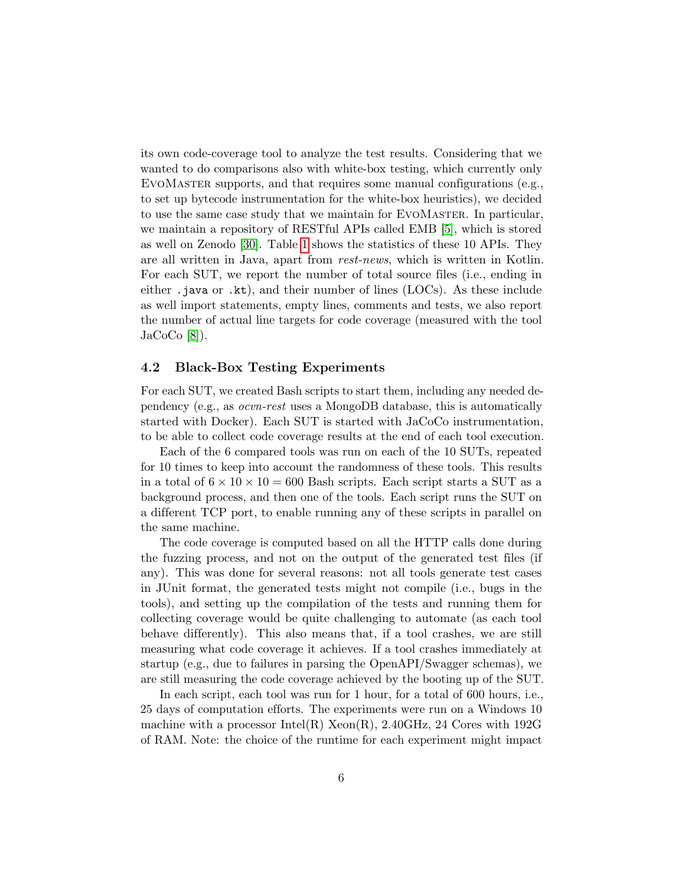its own code-coverage tool to analyze the test results. Considering that we wanted to do comparisons also with white-box testing, which currently only EvoMaster supports, and that requires some manual configurations (e.g., to set up bytecode instrumentation for the white-box heuristics), we decided to use the same case study that we maintain for EvoMaster. In particular, we maintain a repository of RESTful APIs called EMB [5], which is stored as well on Zenodo [30]. Table 1 shows the statistics of these 10 APIs. They are all written in Java, apart from *rest-news*, which is written in Kotlin. For each SUT, we report the number of total source files (i.e., ending in either `.java` or `.kt`), and their number of lines (LOCs). As these include as well import statements, empty lines, comments and tests, we also report the number of actual line targets for code coverage (measured with the tool JaCoCo [8]).

### 4.2 Black-Box Testing Experiments

For each SUT, we created Bash scripts to start them, including any needed dependency (e.g., as *ocvn-rest* uses a MongoDB database, this is automatically started with Docker). Each SUT is started with JaCoCo instrumentation, to be able to collect code coverage results at the end of each tool execution.

Each of the 6 compared tools was run on each of the 10 SUTs, repeated for 10 times to keep into account the randomness of these tools. This results in a total of $6 \times 10 \times 10 = 600$ Bash scripts. Each script starts a SUT as a background process, and then one of the tools. Each script runs the SUT on a different TCP port, to enable running any of these scripts in parallel on the same machine.

The code coverage is computed based on all the HTTP calls done during the fuzzing process, and not on the output of the generated test files (if any). This was done for several reasons: not all tools generate test cases in JUnit format, the generated tests might not compile (i.e., bugs in the tools), and setting up the compilation of the tests and running them for collecting coverage would be quite challenging to automate (as each tool behave differently). This also means that, if a tool crashes, we are still measuring what code coverage it achieves. If a tool crashes immediately at startup (e.g., due to failures in parsing the OpenAPI/Swagger schemas), we are still measuring the code coverage achieved by the booting up of the SUT.

In each script, each tool was run for 1 hour, for a total of 600 hours, i.e., 25 days of computation efforts. The experiments were run on a Windows 10 machine with a processor Intel(R) Xeon(R), 2.40GHz, 24 Cores with 192G of RAM. Note: the choice of the runtime for each experiment might impact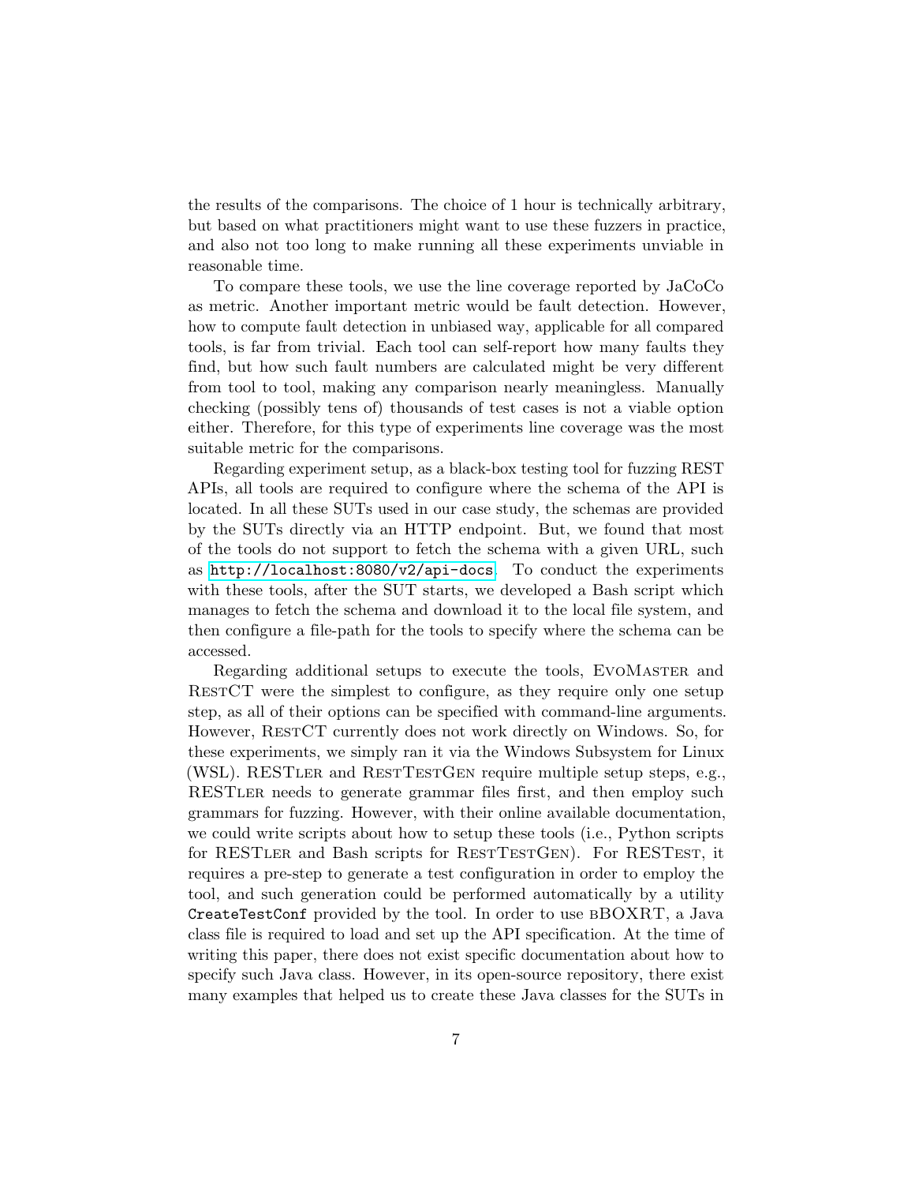the results of the comparisons. The choice of 1 hour is technically arbitrary, but based on what practitioners might want to use these fuzzers in practice, and also not too long to make running all these experiments unviable in reasonable time.

To compare these tools, we use the line coverage reported by JaCoCo as metric. Another important metric would be fault detection. However, how to compute fault detection in unbiased way, applicable for all compared tools, is far from trivial. Each tool can self-report how many faults they find, but how such fault numbers are calculated might be very different from tool to tool, making any comparison nearly meaningless. Manually checking (possibly tens of) thousands of test cases is not a viable option either. Therefore, for this type of experiments line coverage was the most suitable metric for the comparisons.

Regarding experiment setup, as a black-box testing tool for fuzzing REST APIs, all tools are required to configure where the schema of the API is located. In all these SUTs used in our case study, the schemas are provided by the SUTs directly via an HTTP endpoint. But, we found that most of the tools do not support to fetch the schema with a given URL, such as `http://localhost:8080/v2/api-docs`. To conduct the experiments with these tools, after the SUT starts, we developed a Bash script which manages to fetch the schema and download it to the local file system, and then configure a file-path for the tools to specify where the schema can be accessed.

Regarding additional setups to execute the tools, EvoMaster and RestCT were the simplest to configure, as they require only one setup step, as all of their options can be specified with command-line arguments. However, RestCT currently does not work directly on Windows. So, for these experiments, we simply ran it via the Windows Subsystem for Linux (WSL). RESTler and RestTestGen require multiple setup steps, e.g., RESTler needs to generate grammar files first, and then employ such grammars for fuzzing. However, with their online available documentation, we could write scripts about how to setup these tools (i.e., Python scripts for RESTler and Bash scripts for RestTestGen). For RESTest, it requires a pre-step to generate a test configuration in order to employ the tool, and such generation could be performed automatically by a utility `CreateTestConf` provided by the tool. In order to use bBOXRT, a Java class file is required to load and set up the API specification. At the time of writing this paper, there does not exist specific documentation about how to specify such Java class. However, in its open-source repository, there exist many examples that helped us to create these Java classes for the SUTs in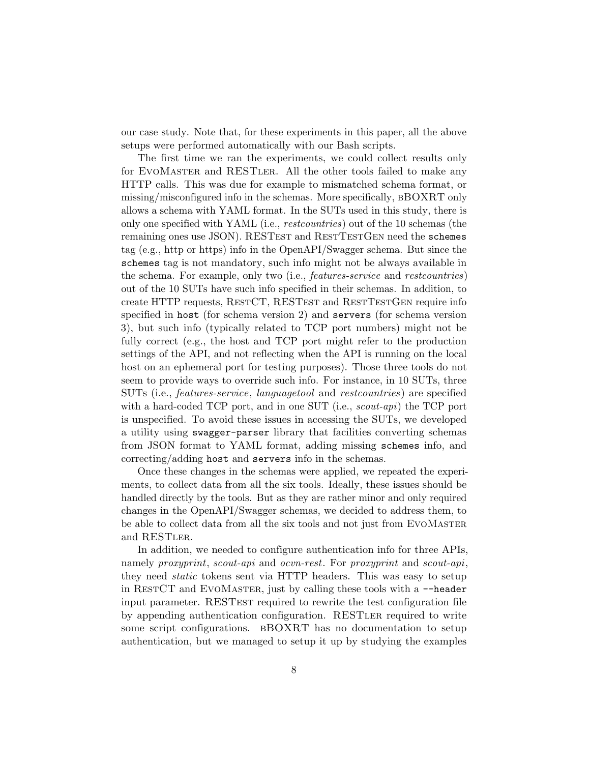our case study. Note that, for these experiments in this paper, all the above setups were performed automatically with our Bash scripts.

The first time we ran the experiments, we could collect results only for EvoMaster and RESTler. All the other tools failed to make any HTTP calls. This was due for example to mismatched schema format, or missing/misconfigured info in the schemas. More specifically, bBOXRT only allows a schema with YAML format. In the SUTs used in this study, there is only one specified with YAML (i.e., *restcountries*) out of the 10 schemas (the remaining ones use JSON). RESTest and RestTestGen need the `schemes` tag (e.g., http or https) info in the OpenAPI/Swagger schema. But since the `schemes` tag is not mandatory, such info might not be always available in the schema. For example, only two (i.e., *features-service* and *restcountries*) out of the 10 SUTs have such info specified in their schemas. In addition, to create HTTP requests, RestCT, RESTest and RestTestGen require info specified in `host` (for schema version 2) and `servers` (for schema version 3), but such info (typically related to TCP port numbers) might not be fully correct (e.g., the host and TCP port might refer to the production settings of the API, and not reflecting when the API is running on the local host on an ephemeral port for testing purposes). Those three tools do not seem to provide ways to override such info. For instance, in 10 SUTs, three SUTs (i.e., *features-service*, *languagetool* and *restcountries*) are specified with a hard-coded TCP port, and in one SUT (i.e., *scout-api*) the TCP port is unspecified. To avoid these issues in accessing the SUTs, we developed a utility using `swagger-parser` library that facilities converting schemas from JSON format to YAML format, adding missing `schemes` info, and correcting/adding `host` and `servers` info in the schemas.

Once these changes in the schemas were applied, we repeated the experiments, to collect data from all the six tools. Ideally, these issues should be handled directly by the tools. But as they are rather minor and only required changes in the OpenAPI/Swagger schemas, we decided to address them, to be able to collect data from all the six tools and not just from EvoMaster and RESTler.

In addition, we needed to configure authentication info for three APIs, namely *proxyprint*, *scout-api* and *ocvn-rest*. For *proxyprint* and *scout-api*, they need *static* tokens sent via HTTP headers. This was easy to setup in RestCT and EvoMaster, just by calling these tools with a `--header` input parameter. RESTest required to rewrite the test configuration file by appending authentication configuration. RESTler required to write some script configurations. bBOXRT has no documentation to setup authentication, but we managed to setup it up by studying the examples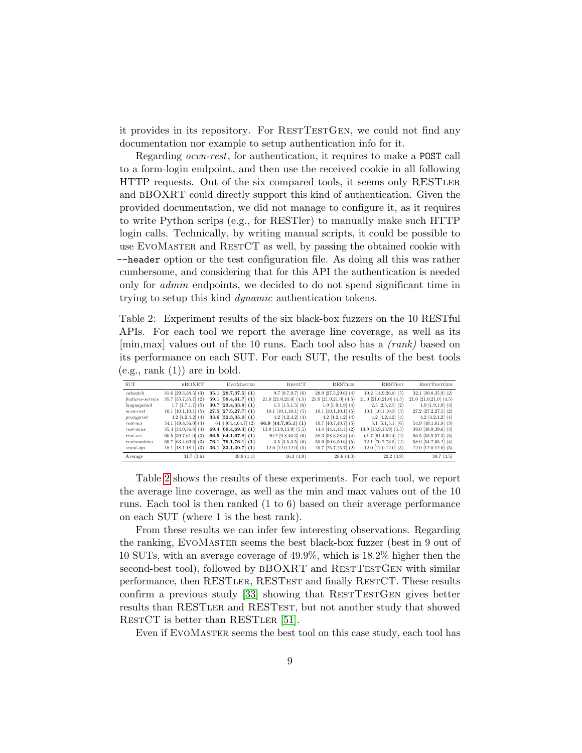it provides in its repository. For RestTestGen, we could not find any documentation nor example to setup authentication info for it.

Regarding *ocvn-rest*, for authentication, it requires to make a `POST` call to a form-login endpoint, and then use the received cookie in all following HTTP requests. Out of the six compared tools, it seems only RESTler and bBOXRT could directly support this kind of authentication. Given the provided documentation, we did not manage to configure it, as it requires to write Python scrips (e.g., for RESTler) to manually make such HTTP login calls. Technically, by writing manual scripts, it could be possible to use EvoMaster and RestCT as well, by passing the obtained cookie with `--header` option or the test configuration file. As doing all this was rather cumbersome, and considering that for this API the authentication is needed only for *admin* endpoints, we decided to do not spend significant time in trying to setup this kind *dynamic* authentication tokens.

Table 2: Experiment results of the six black-box fuzzers on the 10 RESTful APIs. For each tool we report the average line coverage, as well as its [min,max] values out of the 10 runs. Each tool also has a *(rank)* based on its performance on each SUT. For each SUT, the results of the best tools (e.g., rank (1)) are in bold.

| SUT | bBOXRT | EvoMaster | RestCT | RESTler | RESTest | RestTestGen |
|---|---|---|---|---|---|---|
| *catwatch* | 31.6 [29.3,38.5] (3) | **35.1 [28.7,37.5] (1)** | 9.7 [9.7,9.7] (6) | 28.9 [27.5,29.6] (4) | 19.2 [14.9,26.8] (5) | 32.1 [30.8,35.9] (2) |
| *features-service* | 35.7 [35.7,35.7] (2) | **59.1 [58.4,61.7] (1)** | 21.0 [21.0,21.0] (4.5) | 21.0 [21.0,21.0] (4.5) | 21.0 [21.0,21.0] (4.5) | 21.0 [21.0,21.0] (4.5) |
| *languagetool* | 1.7 [1.7,1.7] (5) | **30.7 [23.4,33.9] (1)** | 1.5 [1.5,1.5] (6) | 1.9 [1.9,1.9] (4) | 2.5 [2.5,2.5] (2) | 1.9 [1.9,1.9] (3) |
| *ocvn-rest* | 10.1 [10.1,10.1] (5) | **27.5 [27.5,27.7] (1)** | 10.1 [10.1,10.1] (5) | 10.1 [10.1,10.1] (5) | 10.1 [10.1,10.3] (3) | 27.2 [27.2,27.5] (2) |
| *proxyprint* | 4.2 [4.2,4.2] (4) | **33.6 [32.3,35.0] (1)** | 4.2 [4.2,4.2] (4) | 4.2 [4.2,4.2] (4) | 4.2 [4.2,4.2] (4) | 4.2 [4.2,4.2] (4) |
| *rest-ncs* | 54.1 [49.8,56.0] (4) | 64.4 [64.4,64.7] (2) | **66.9 [44.7,85.1] (1)** | 40.7 [40.7,40.7] (5) | 5.1 [5.1,5.1] (6) | 54.9 [49.1,61.8] (3) |
| *rest-news* | 35.4 [34.0,36.8] (4) | **69.4 [69.4,69.4] (1)** | 13.9 [13.9,13.9] (5.5) | 44.4 [44.4,44.4] (2) | 13.9 [13.9,13.9] (5.5) | 39.0 [38.9,39.6] (3) |
| *rest-scs* | 60.5 [59.7,61.0] (3) | **66.5 [64.1,67.8] (1)** | 20.2 [9.8,40.3] (6) | 58.3 [58.3,58.3] (4) | 61.7 [61.4,62.4] (2) | 56.5 [55.9,57.3] (5) |
| *restcountries* | 65.7 [63.4,69.6] (3) | **76.1 [76.1,76.1] (1)** | 3.5 [3.5,3.5] (6) | 50.6 [50.6,50.6] (5) | 72.1 [70.7,73.5] (2) | 58.0 [54.7,65.2] (4) |
| *scout-api* | 18.1 [18.1,18.1] (3) | **36.1 [33.1,39.7] (1)** | 12.0 [12.0,12.0] (5) | 25.7 [25.7,25.7] (2) | 12.0 [12.0,12.0] (5) | 12.0 [12.0,12.0] (5) |
| Average | 31.7 (3.6) | 49.9 (1.1) | 16.3 (4.9) | 28.6 (4.0) | 22.2 (3.9) | 30.7 (3.5) |

Table 2 shows the results of these experiments. For each tool, we report the average line coverage, as well as the min and max values out of the 10 runs. Each tool is then ranked (1 to 6) based on their average performance on each SUT (where 1 is the best rank).

From these results we can infer few interesting observations. Regarding the ranking, EvoMaster seems the best black-box fuzzer (best in 9 out of 10 SUTs, with an average coverage of 49.9%, which is 18.2% higher then the second-best tool), followed by bBOXRT and RestTestGen with similar performance, then RESTler, RESTest and finally RestCT. These results confirm a previous study [33] showing that RestTestGen gives better results than RESTler and RESTest, but not another study that showed RestCT is better than RESTler [51].

Even if EvoMaster seems the best tool on this case study, each tool has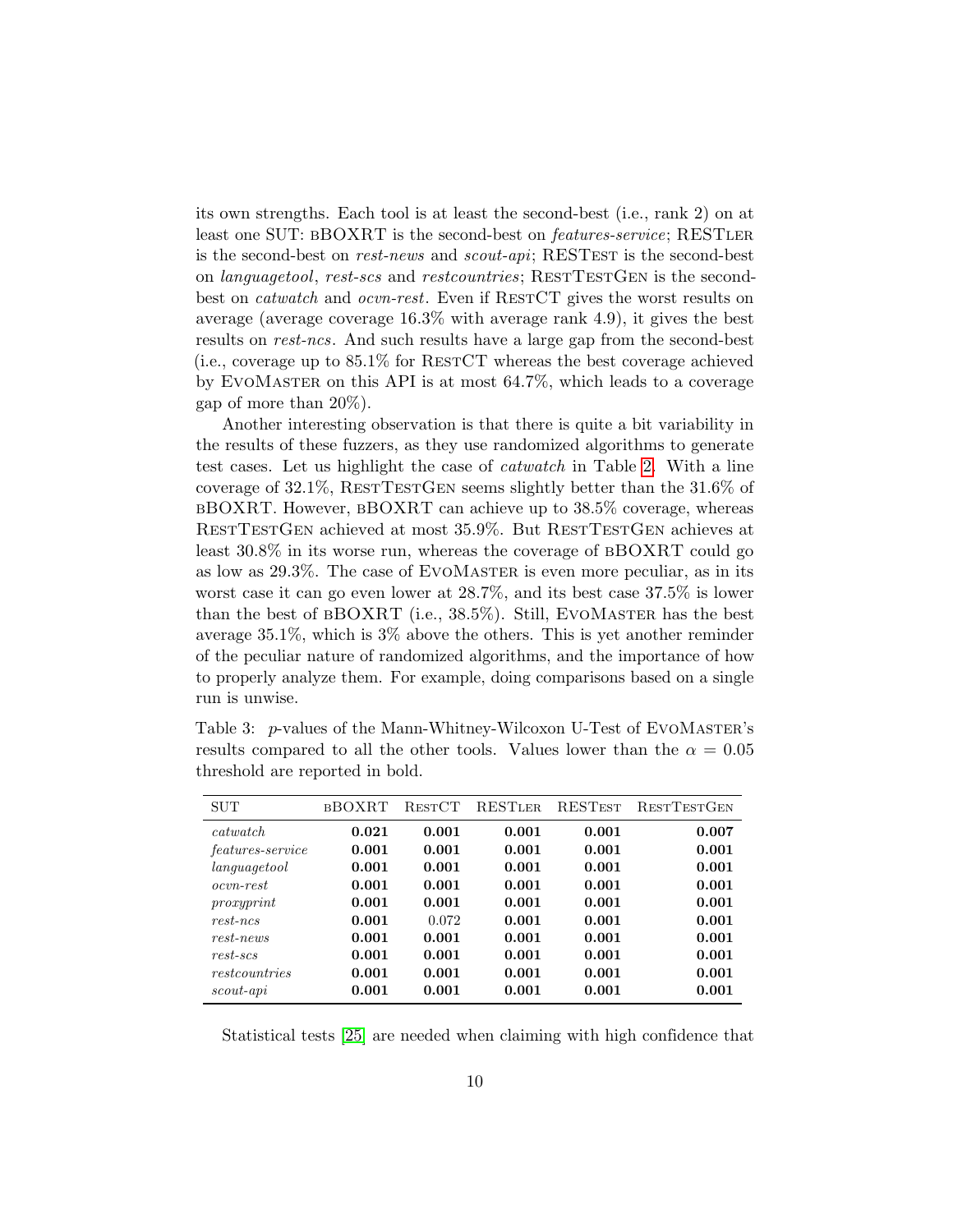its own strengths. Each tool is at least the second-best (i.e., rank 2) on at least one SUT: bBOXRT is the second-best on *features-service*; RESTler is the second-best on *rest-news* and *scout-api*; RESTest is the second-best on *languagetool*, *rest-scs* and *restcountries*; RestTestGen is the second-best on *catwatch* and *ocvn-rest*. Even if RestCT gives the worst results on average (average coverage 16.3% with average rank 4.9), it gives the best results on *rest-ncs*. And such results have a large gap from the second-best (i.e., coverage up to 85.1% for RestCT whereas the best coverage achieved by EvoMaster on this API is at most 64.7%, which leads to a coverage gap of more than 20%).

Another interesting observation is that there is quite a bit variability in the results of these fuzzers, as they use randomized algorithms to generate test cases. Let us highlight the case of *catwatch* in Table 2. With a line coverage of 32.1%, RestTestGen seems slightly better than the 31.6% of bBOXRT. However, bBOXRT can achieve up to 38.5% coverage, whereas RestTestGen achieved at most 35.9%. But RestTestGen achieves at least 30.8% in its worse run, whereas the coverage of bBOXRT could go as low as 29.3%. The case of EvoMaster is even more peculiar, as in its worst case it can go even lower at 28.7%, and its best case 37.5% is lower than the best of bBOXRT (i.e., 38.5%). Still, EvoMaster has the best average 35.1%, which is 3% above the others. This is yet another reminder of the peculiar nature of randomized algorithms, and the importance of how to properly analyze them. For example, doing comparisons based on a single run is unwise.

Table 3: $p$-values of the Mann-Whitney-Wilcoxon U-Test of EvoMaster's results compared to all the other tools. Values lower than the $\alpha = 0.05$ threshold are reported in bold.

| SUT | bBOXRT | RestCT | RESTler | RESTest | RestTestGen |
|---|---|---|---|---|---|
| *catwatch* | **0.021** | **0.001** | **0.001** | **0.001** | **0.007** |
| *features-service* | **0.001** | **0.001** | **0.001** | **0.001** | **0.001** |
| *languagetool* | **0.001** | **0.001** | **0.001** | **0.001** | **0.001** |
| *ocvn-rest* | **0.001** | **0.001** | **0.001** | **0.001** | **0.001** |
| *proxyprint* | **0.001** | **0.001** | **0.001** | **0.001** | **0.001** |
| *rest-ncs* | **0.001** | 0.072 | **0.001** | **0.001** | **0.001** |
| *rest-news* | **0.001** | **0.001** | **0.001** | **0.001** | **0.001** |
| *rest-scs* | **0.001** | **0.001** | **0.001** | **0.001** | **0.001** |
| *restcountries* | **0.001** | **0.001** | **0.001** | **0.001** | **0.001** |
| *scout-api* | **0.001** | **0.001** | **0.001** | **0.001** | **0.001** |

Statistical tests [25] are needed when claiming with high confidence that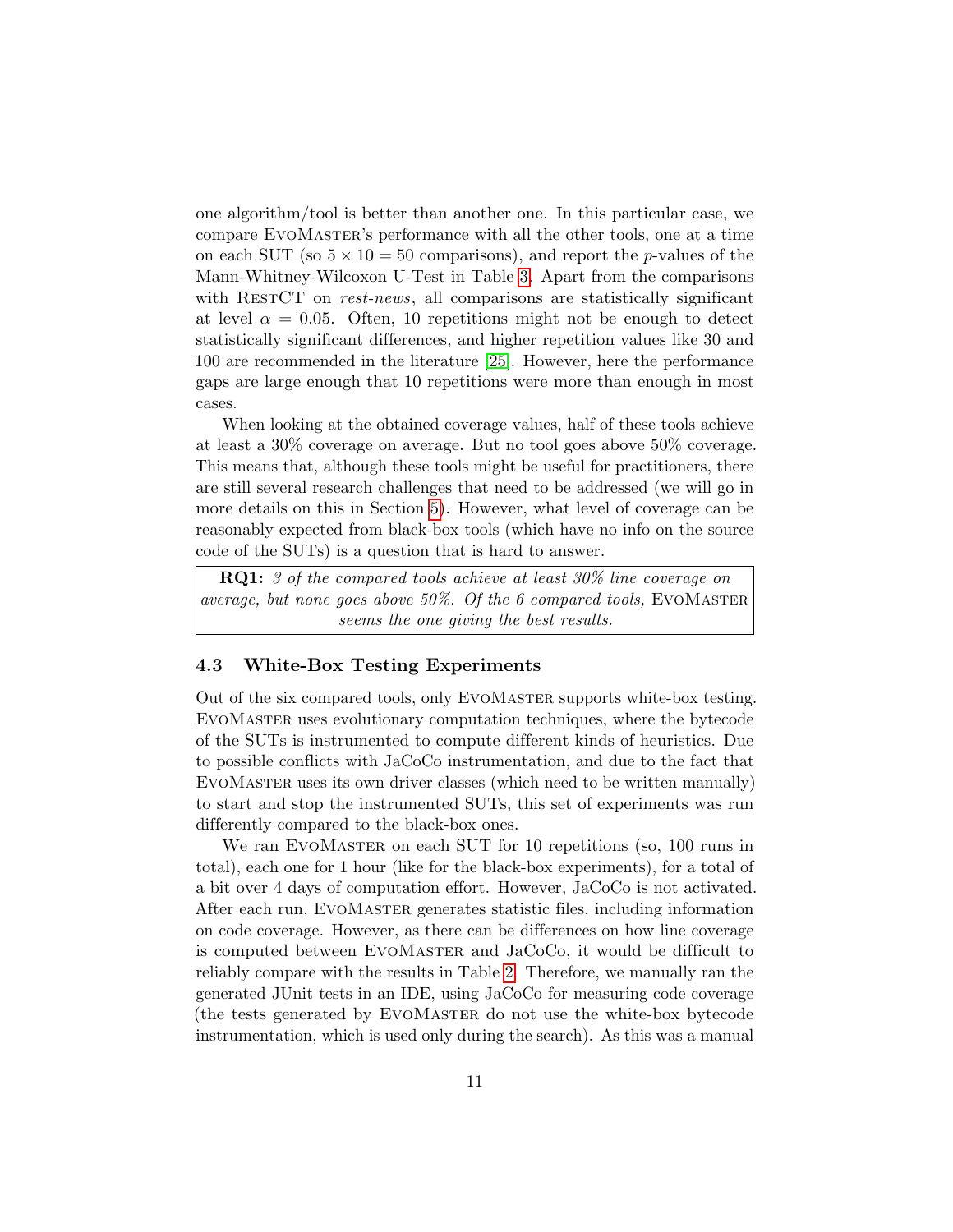one algorithm/tool is better than another one. In this particular case, we compare EvoMaster's performance with all the other tools, one at a time on each SUT (so $5 \times 10 = 50$ comparisons), and report the $p$-values of the Mann-Whitney-Wilcoxon U-Test in Table 3. Apart from the comparisons with RestCT on *rest-news*, all comparisons are statistically significant at level $\alpha = 0.05$. Often, 10 repetitions might not be enough to detect statistically significant differences, and higher repetition values like 30 and 100 are recommended in the literature [25]. However, here the performance gaps are large enough that 10 repetitions were more than enough in most cases.

When looking at the obtained coverage values, half of these tools achieve at least a 30% coverage on average. But no tool goes above 50% coverage. This means that, although these tools might be useful for practitioners, there are still several research challenges that need to be addressed (we will go in more details on this in Section 5). However, what level of coverage can be reasonably expected from black-box tools (which have no info on the source code of the SUTs) is a question that is hard to answer.

> **RQ1:** *3 of the compared tools achieve at least 30% line coverage on average, but none goes above 50%. Of the 6 compared tools,* EvoMaster *seems the one giving the best results.*

### 4.3 White-Box Testing Experiments

Out of the six compared tools, only EvoMaster supports white-box testing. EvoMaster uses evolutionary computation techniques, where the bytecode of the SUTs is instrumented to compute different kinds of heuristics. Due to possible conflicts with JaCoCo instrumentation, and due to the fact that EvoMaster uses its own driver classes (which need to be written manually) to start and stop the instrumented SUTs, this set of experiments was run differently compared to the black-box ones.

We ran EvoMaster on each SUT for 10 repetitions (so, 100 runs in total), each one for 1 hour (like for the black-box experiments), for a total of a bit over 4 days of computation effort. However, JaCoCo is not activated. After each run, EvoMaster generates statistic files, including information on code coverage. However, as there can be differences on how line coverage is computed between EvoMaster and JaCoCo, it would be difficult to reliably compare with the results in Table 2. Therefore, we manually ran the generated JUnit tests in an IDE, using JaCoCo for measuring code coverage (the tests generated by EvoMaster do not use the white-box bytecode instrumentation, which is used only during the search). As this was a manual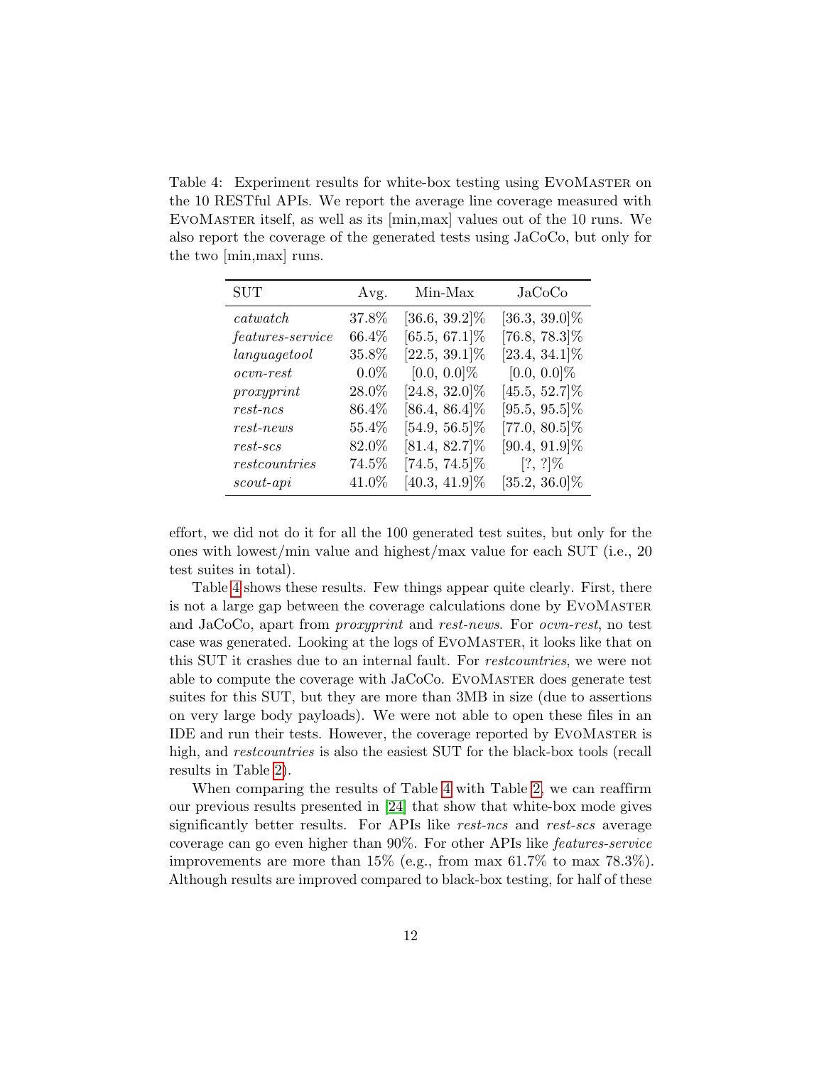Table 4: Experiment results for white-box testing using EvoMaster on the 10 RESTful APIs. We report the average line coverage measured with EvoMaster itself, as well as its [min,max] values out of the 10 runs. We also report the coverage of the generated tests using JaCoCo, but only for the two [min,max] runs.

| SUT | Avg. | Min-Max | JaCoCo |
|---|---|---|---|
| *catwatch* | 37.8% | [36.6, 39.2]% | [36.3, 39.0]% |
| *features-service* | 66.4% | [65.5, 67.1]% | [76.8, 78.3]% |
| *languagetool* | 35.8% | [22.5, 39.1]% | [23.4, 34.1]% |
| *ocvn-rest* | 0.0% | [0.0, 0.0]% | [0.0, 0.0]% |
| *proxyprint* | 28.0% | [24.8, 32.0]% | [45.5, 52.7]% |
| *rest-ncs* | 86.4% | [86.4, 86.4]% | [95.5, 95.5]% |
| *rest-news* | 55.4% | [54.9, 56.5]% | [77.0, 80.5]% |
| *rest-scs* | 82.0% | [81.4, 82.7]% | [90.4, 91.9]% |
| *restcountries* | 74.5% | [74.5, 74.5]% | [?, ?]% |
| *scout-api* | 41.0% | [40.3, 41.9]% | [35.2, 36.0]% |

effort, we did not do it for all the 100 generated test suites, but only for the ones with lowest/min value and highest/max value for each SUT (i.e., 20 test suites in total).

Table 4 shows these results. Few things appear quite clearly. First, there is not a large gap between the coverage calculations done by EvoMaster and JaCoCo, apart from *proxyprint* and *rest-news*. For *ocvn-rest*, no test case was generated. Looking at the logs of EvoMaster, it looks like that on this SUT it crashes due to an internal fault. For *restcountries*, we were not able to compute the coverage with JaCoCo. EvoMaster does generate test suites for this SUT, but they are more than 3MB in size (due to assertions on very large body payloads). We were not able to open these files in an IDE and run their tests. However, the coverage reported by EvoMaster is high, and *restcountries* is also the easiest SUT for the black-box tools (recall results in Table 2).

When comparing the results of Table 4 with Table 2, we can reaffirm our previous results presented in [24] that show that white-box mode gives significantly better results. For APIs like *rest-ncs* and *rest-scs* average coverage can go even higher than 90%. For other APIs like *features-service* improvements are more than 15% (e.g., from max 61.7% to max 78.3%). Although results are improved compared to black-box testing, for half of these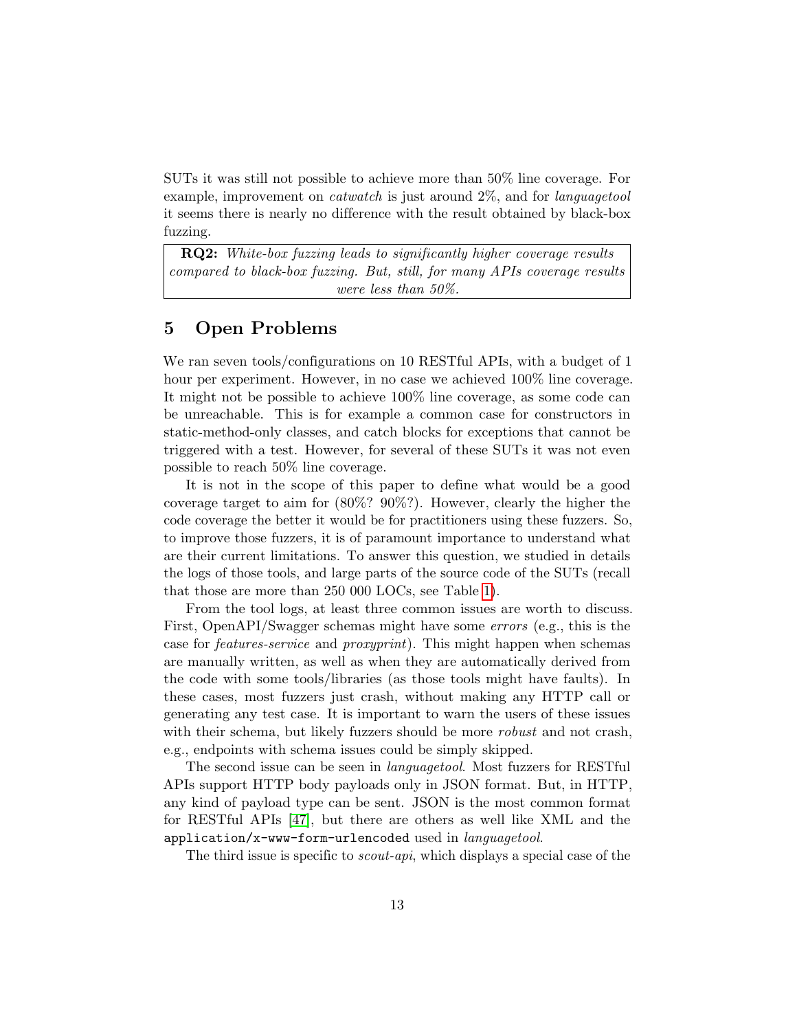SUTs it was still not possible to achieve more than 50% line coverage. For example, improvement on *catwatch* is just around 2%, and for *languagetool* it seems there is nearly no difference with the result obtained by black-box fuzzing.

> **RQ2:** *White-box fuzzing leads to significantly higher coverage results compared to black-box fuzzing. But, still, for many APIs coverage results were less than 50%.*

## 5 Open Problems

We ran seven tools/configurations on 10 RESTful APIs, with a budget of 1 hour per experiment. However, in no case we achieved 100% line coverage. It might not be possible to achieve 100% line coverage, as some code can be unreachable. This is for example a common case for constructors in static-method-only classes, and catch blocks for exceptions that cannot be triggered with a test. However, for several of these SUTs it was not even possible to reach 50% line coverage.

It is not in the scope of this paper to define what would be a good coverage target to aim for (80%? 90%?). However, clearly the higher the code coverage the better it would be for practitioners using these fuzzers. So, to improve those fuzzers, it is of paramount importance to understand what are their current limitations. To answer this question, we studied in details the logs of those tools, and large parts of the source code of the SUTs (recall that those are more than 250 000 LOCs, see Table 1).

From the tool logs, at least three common issues are worth to discuss. First, OpenAPI/Swagger schemas might have some *errors* (e.g., this is the case for *features-service* and *proxyprint*). This might happen when schemas are manually written, as well as when they are automatically derived from the code with some tools/libraries (as those tools might have faults). In these cases, most fuzzers just crash, without making any HTTP call or generating any test case. It is important to warn the users of these issues with their schema, but likely fuzzers should be more *robust* and not crash, e.g., endpoints with schema issues could be simply skipped.

The second issue can be seen in *languagetool*. Most fuzzers for RESTful APIs support HTTP body payloads only in JSON format. But, in HTTP, any kind of payload type can be sent. JSON is the most common format for RESTful APIs [47], but there are others as well like XML and the `application/x-www-form-urlencoded` used in *languagetool*.

The third issue is specific to *scout-api*, which displays a special case of the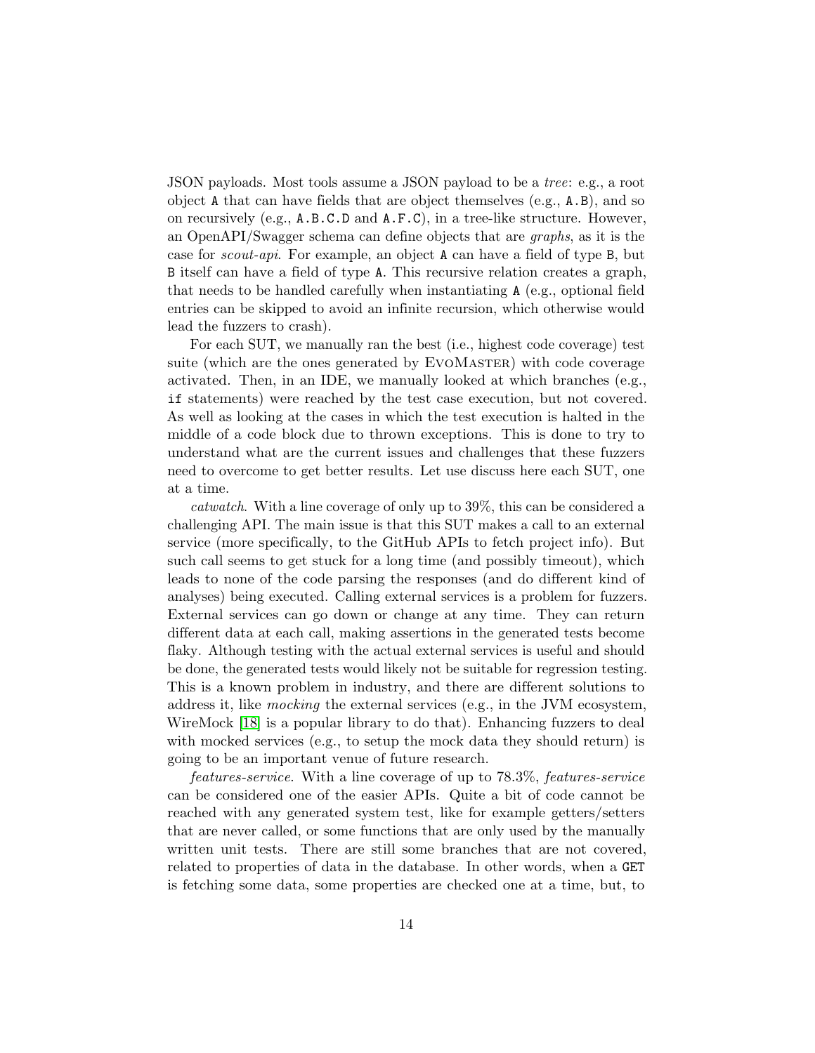JSON payloads. Most tools assume a JSON payload to be a *tree*: e.g., a root object `A` that can have fields that are object themselves (e.g., `A.B`), and so on recursively (e.g., `A.B.C.D` and `A.F.C`), in a tree-like structure. However, an OpenAPI/Swagger schema can define objects that are *graphs*, as it is the case for *scout-api*. For example, an object `A` can have a field of type `B`, but `B` itself can have a field of type `A`. This recursive relation creates a graph, that needs to be handled carefully when instantiating `A` (e.g., optional field entries can be skipped to avoid an infinite recursion, which otherwise would lead the fuzzers to crash).

For each SUT, we manually ran the best (i.e., highest code coverage) test suite (which are the ones generated by EvoMaster) with code coverage activated. Then, in an IDE, we manually looked at which branches (e.g., `if` statements) were reached by the test case execution, but not covered. As well as looking at the cases in which the test execution is halted in the middle of a code block due to thrown exceptions. This is done to try to understand what are the current issues and challenges that these fuzzers need to overcome to get better results. Let use discuss here each SUT, one at a time.

*catwatch*. With a line coverage of only up to 39%, this can be considered a challenging API. The main issue is that this SUT makes a call to an external service (more specifically, to the GitHub APIs to fetch project info). But such call seems to get stuck for a long time (and possibly timeout), which leads to none of the code parsing the responses (and do different kind of analyses) being executed. Calling external services is a problem for fuzzers. External services can go down or change at any time. They can return different data at each call, making assertions in the generated tests become flaky. Although testing with the actual external services is useful and should be done, the generated tests would likely not be suitable for regression testing. This is a known problem in industry, and there are different solutions to address it, like *mocking* the external services (e.g., in the JVM ecosystem, WireMock [18] is a popular library to do that). Enhancing fuzzers to deal with mocked services (e.g., to setup the mock data they should return) is going to be an important venue of future research.

*features-service*. With a line coverage of up to 78.3%, *features-service* can be considered one of the easier APIs. Quite a bit of code cannot be reached with any generated system test, like for example getters/setters that are never called, or some functions that are only used by the manually written unit tests. There are still some branches that are not covered, related to properties of data in the database. In other words, when a `GET` is fetching some data, some properties are checked one at a time, but, to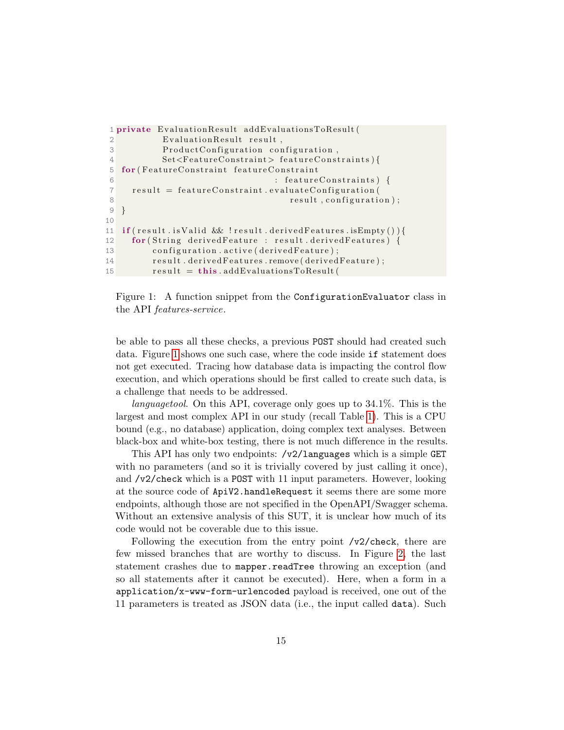```java
private EvaluationResult addEvaluationsToResult(
        EvaluationResult result,
        ProductConfiguration configuration,
        Set<FeatureConstraint> featureConstraints){
 for(FeatureConstraint featureConstraint
                               : featureConstraints) {
   result = featureConstraint.evaluateConfiguration(
                                  result,configuration);
 }

 if(result.isValid && !result.derivedFeatures.isEmpty()){
   for(String derivedFeature : result.derivedFeatures) {
       configuration.active(derivedFeature);
       result.derivedFeatures.remove(derivedFeature);
       result = this.addEvaluationsToResult(
```

Figure 1: A function snippet from the `ConfigurationEvaluator` class in the API *features-service*.

be able to pass all these checks, a previous `POST` should had created such data. Figure 1 shows one such case, where the code inside `if` statement does not get executed. Tracing how database data is impacting the control flow execution, and which operations should be first called to create such data, is a challenge that needs to be addressed.

*languagetool*. On this API, coverage only goes up to 34.1%. This is the largest and most complex API in our study (recall Table 1). This is a CPU bound (e.g., no database) application, doing complex text analyses. Between black-box and white-box testing, there is not much difference in the results.

This API has only two endpoints: `/v2/languages` which is a simple `GET` with no parameters (and so it is trivially covered by just calling it once), and `/v2/check` which is a `POST` with 11 input parameters. However, looking at the source code of `ApiV2.handleRequest` it seems there are some more endpoints, although those are not specified in the OpenAPI/Swagger schema. Without an extensive analysis of this SUT, it is unclear how much of its code would not be coverable due to this issue.

Following the execution from the entry point `/v2/check`, there are few missed branches that are worthy to discuss. In Figure 2, the last statement crashes due to `mapper.readTree` throwing an exception (and so all statements after it cannot be executed). Here, when a form in a `application/x-www-form-urlencoded` payload is received, one out of the 11 parameters is treated as JSON data (i.e., the input called `data`). Such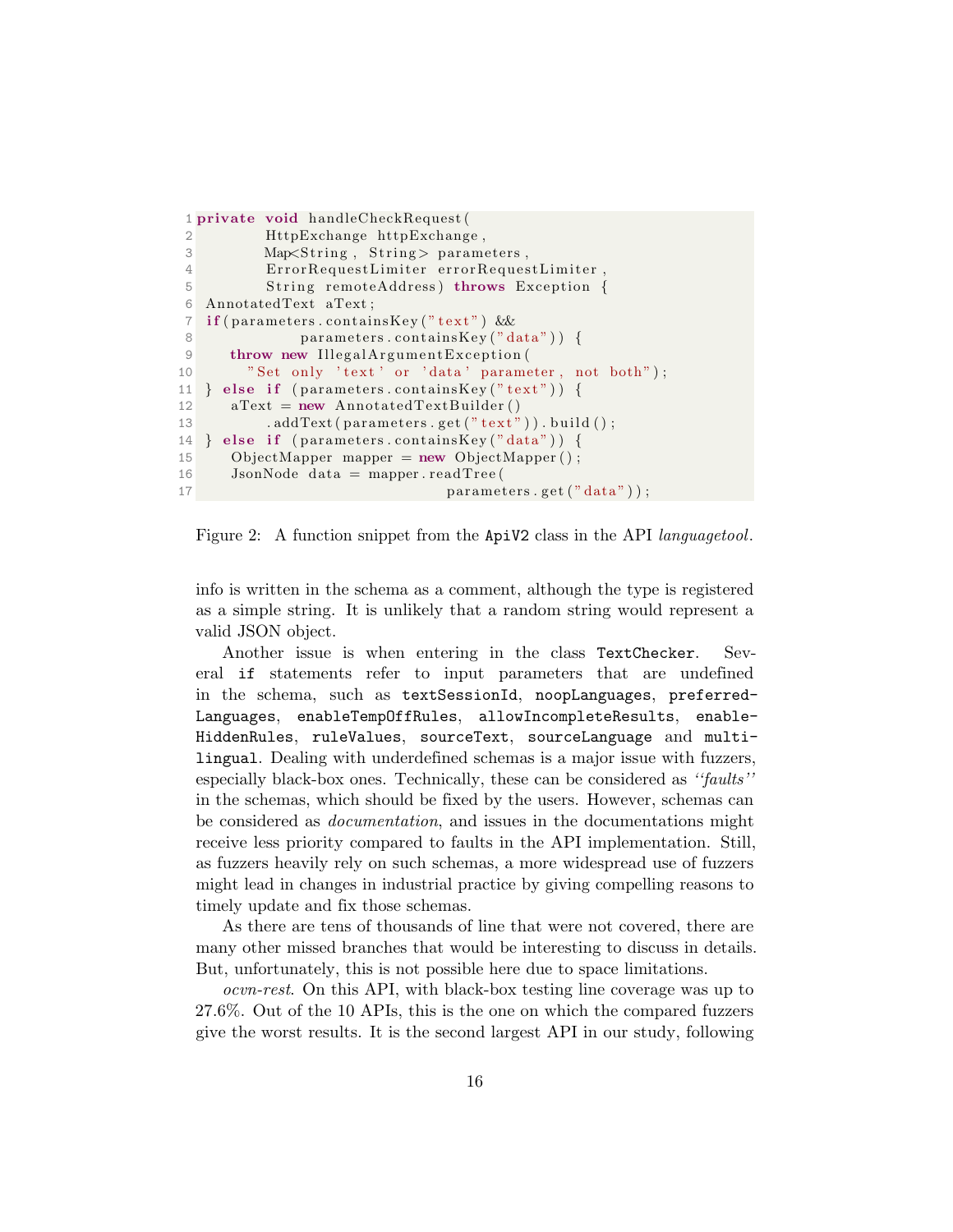```java
private void handleCheckRequest(
        HttpExchange httpExchange,
        Map<String, String> parameters,
        ErrorRequestLimiter errorRequestLimiter,
        String remoteAddress) throws Exception {
 AnnotatedText aText;
 if(parameters.containsKey("text") &&
           parameters.containsKey("data")) {
    throw new IllegalArgumentException(
      "Set only 'text' or 'data' parameter, not both");
 } else if (parameters.containsKey("text")) {
    aText = new AnnotatedTextBuilder()
        .addText(parameters.get("text")).build();
 } else if (parameters.containsKey("data")) {
    ObjectMapper mapper = new ObjectMapper();
    JsonNode data = mapper.readTree(
                              parameters.get("data"));
```

Figure 2: A function snippet from the `ApiV2` class in the API *languagetool*.

info is written in the schema as a comment, although the type is registered as a simple string. It is unlikely that a random string would represent a valid JSON object.

Another issue is when entering in the class `TextChecker`. Several `if` statements refer to input parameters that are undefined in the schema, such as `textSessionId`, `noopLanguages`, `preferredLanguages`, `enableTempOffRules`, `allowIncompleteResults`, `enableHiddenRules`, `ruleValues`, `sourceText`, `sourceLanguage` and `multilingual`. Dealing with underdefined schemas is a major issue with fuzzers, especially black-box ones. Technically, these can be considered as *"faults"* in the schemas, which should be fixed by the users. However, schemas can be considered as *documentation*, and issues in the documentations might receive less priority compared to faults in the API implementation. Still, as fuzzers heavily rely on such schemas, a more widespread use of fuzzers might lead in changes in industrial practice by giving compelling reasons to timely update and fix those schemas.

As there are tens of thousands of line that were not covered, there are many other missed branches that would be interesting to discuss in details. But, unfortunately, this is not possible here due to space limitations.

*ocvn-rest*. On this API, with black-box testing line coverage was up to 27.6%. Out of the 10 APIs, this is the one on which the compared fuzzers give the worst results. It is the second largest API in our study, following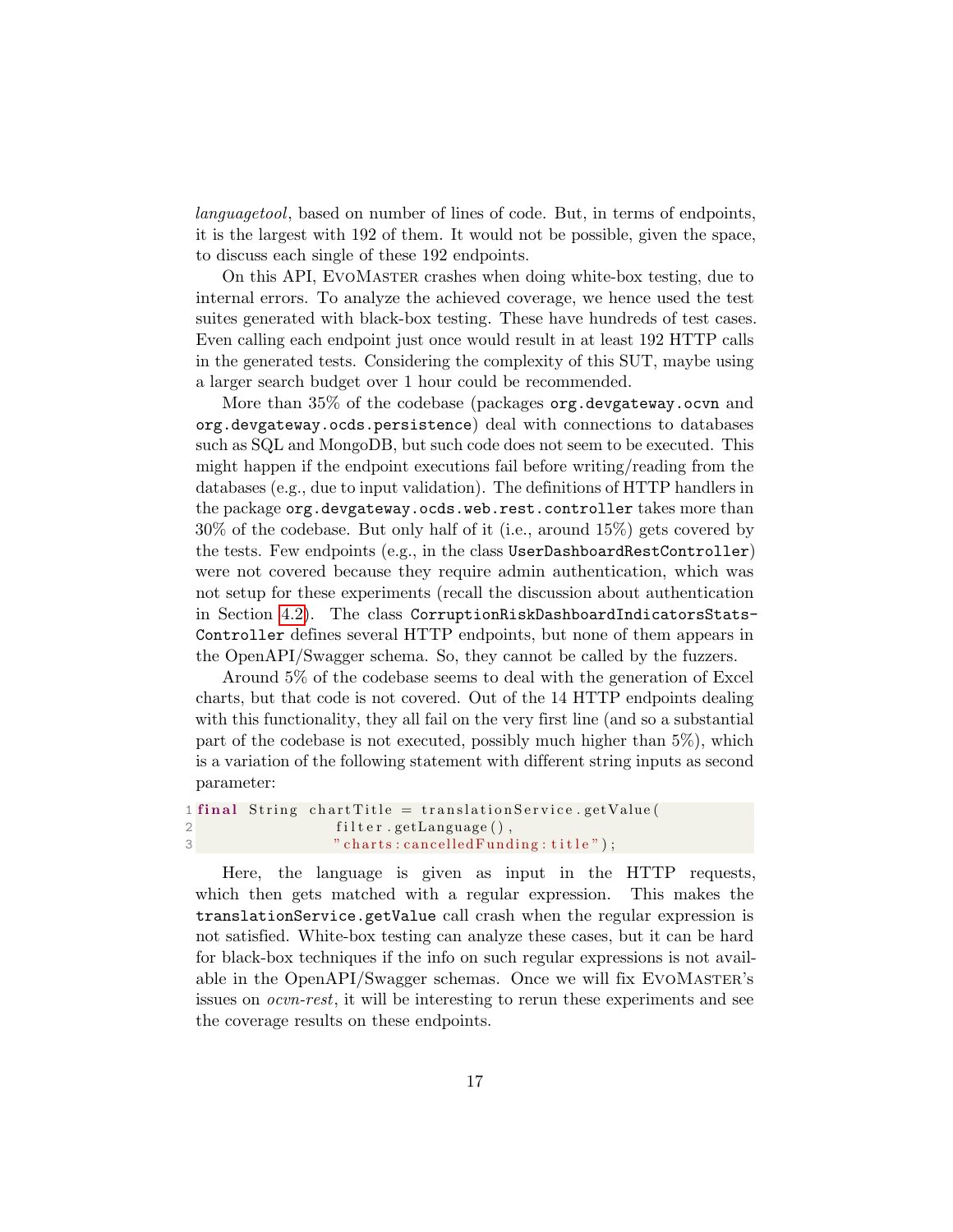*languagetool*, based on number of lines of code. But, in terms of endpoints, it is the largest with 192 of them. It would not be possible, given the space, to discuss each single of these 192 endpoints.

On this API, EvoMaster crashes when doing white-box testing, due to internal errors. To analyze the achieved coverage, we hence used the test suites generated with black-box testing. These have hundreds of test cases. Even calling each endpoint just once would result in at least 192 HTTP calls in the generated tests. Considering the complexity of this SUT, maybe using a larger search budget over 1 hour could be recommended.

More than 35% of the codebase (packages `org.devgateway.ocvn` and `org.devgateway.ocds.persistence`) deal with connections to databases such as SQL and MongoDB, but such code does not seem to be executed. This might happen if the endpoint executions fail before writing/reading from the databases (e.g., due to input validation). The definitions of HTTP handlers in the package `org.devgateway.ocds.web.rest.controller` takes more than 30% of the codebase. But only half of it (i.e., around 15%) gets covered by the tests. Few endpoints (e.g., in the class `UserDashboardRestController`) were not covered because they require admin authentication, which was not setup for these experiments (recall the discussion about authentication in Section 4.2). The class `CorruptionRiskDashboardIndicatorsStatsController` defines several HTTP endpoints, but none of them appears in the OpenAPI/Swagger schema. So, they cannot be called by the fuzzers.

Around 5% of the codebase seems to deal with the generation of Excel charts, but that code is not covered. Out of the 14 HTTP endpoints dealing with this functionality, they all fail on the very first line (and so a substantial part of the codebase is not executed, possibly much higher than 5%), which is a variation of the following statement with different string inputs as second parameter:

```
final String chartTitle = translationService.getValue(
                filter.getLanguage(),
                "charts:cancelledFunding:title");
```

Here, the language is given as input in the HTTP requests, which then gets matched with a regular expression. This makes the `translationService.getValue` call crash when the regular expression is not satisfied. White-box testing can analyze these cases, but it can be hard for black-box techniques if the info on such regular expressions is not available in the OpenAPI/Swagger schemas. Once we will fix EvoMaster's issues on *ocvn-rest*, it will be interesting to rerun these experiments and see the coverage results on these endpoints.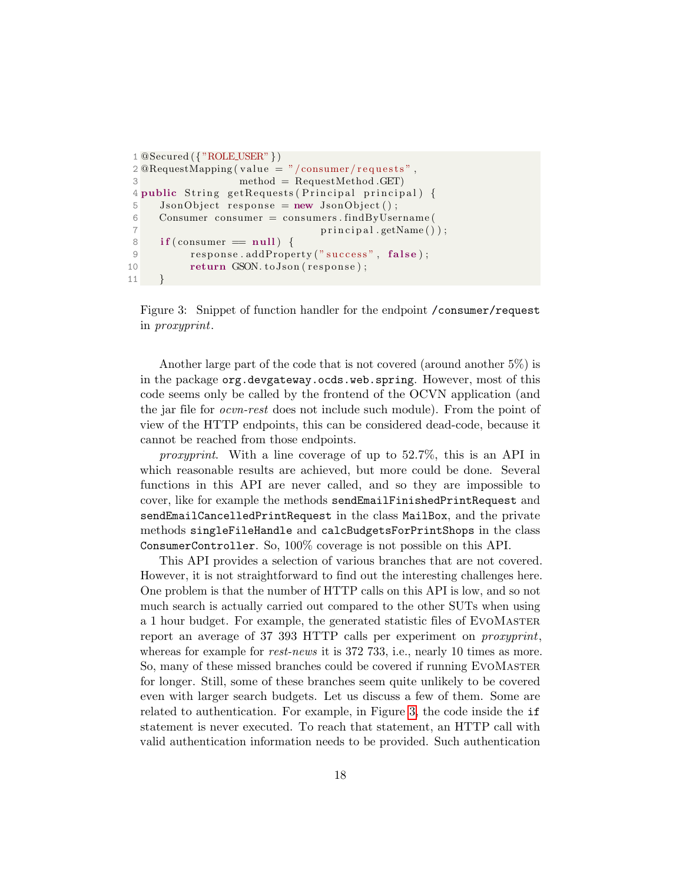```java
@Secured({"ROLE_USER"})
@RequestMapping(value = "/consumer/requests",
                method = RequestMethod.GET)
public String getRequests(Principal principal) {
    JsonObject response = new JsonObject();
    Consumer consumer = consumers.findByUsername(
                                 principal.getName());
    if(consumer == null) {
          response.addProperty("success", false);
          return GSON.toJson(response);
    }
```

Figure 3: Snippet of function handler for the endpoint `/consumer/request` in *proxyprint*.

Another large part of the code that is not covered (around another 5%) is in the package `org.devgateway.ocds.web.spring`. However, most of this code seems only be called by the frontend of the OCVN application (and the jar file for *ocvn-rest* does not include such module). From the point of view of the HTTP endpoints, this can be considered dead-code, because it cannot be reached from those endpoints.

*proxyprint*. With a line coverage of up to 52.7%, this is an API in which reasonable results are achieved, but more could be done. Several functions in this API are never called, and so they are impossible to cover, like for example the methods `sendEmailFinishedPrintRequest` and `sendEmailCancelledPrintRequest` in the class `MailBox`, and the private methods `singleFileHandle` and `calcBudgetsForPrintShops` in the class `ConsumerController`. So, 100% coverage is not possible on this API.

This API provides a selection of various branches that are not covered. However, it is not straightforward to find out the interesting challenges here. One problem is that the number of HTTP calls on this API is low, and so not much search is actually carried out compared to the other SUTs when using a 1 hour budget. For example, the generated statistic files of EvoMaster report an average of 37 393 HTTP calls per experiment on *proxyprint*, whereas for example for *rest-news* it is 372 733, i.e., nearly 10 times as more. So, many of these missed branches could be covered if running EvoMaster for longer. Still, some of these branches seem quite unlikely to be covered even with larger search budgets. Let us discuss a few of them. Some are related to authentication. For example, in Figure 3, the code inside the `if` statement is never executed. To reach that statement, an HTTP call with valid authentication information needs to be provided. Such authentication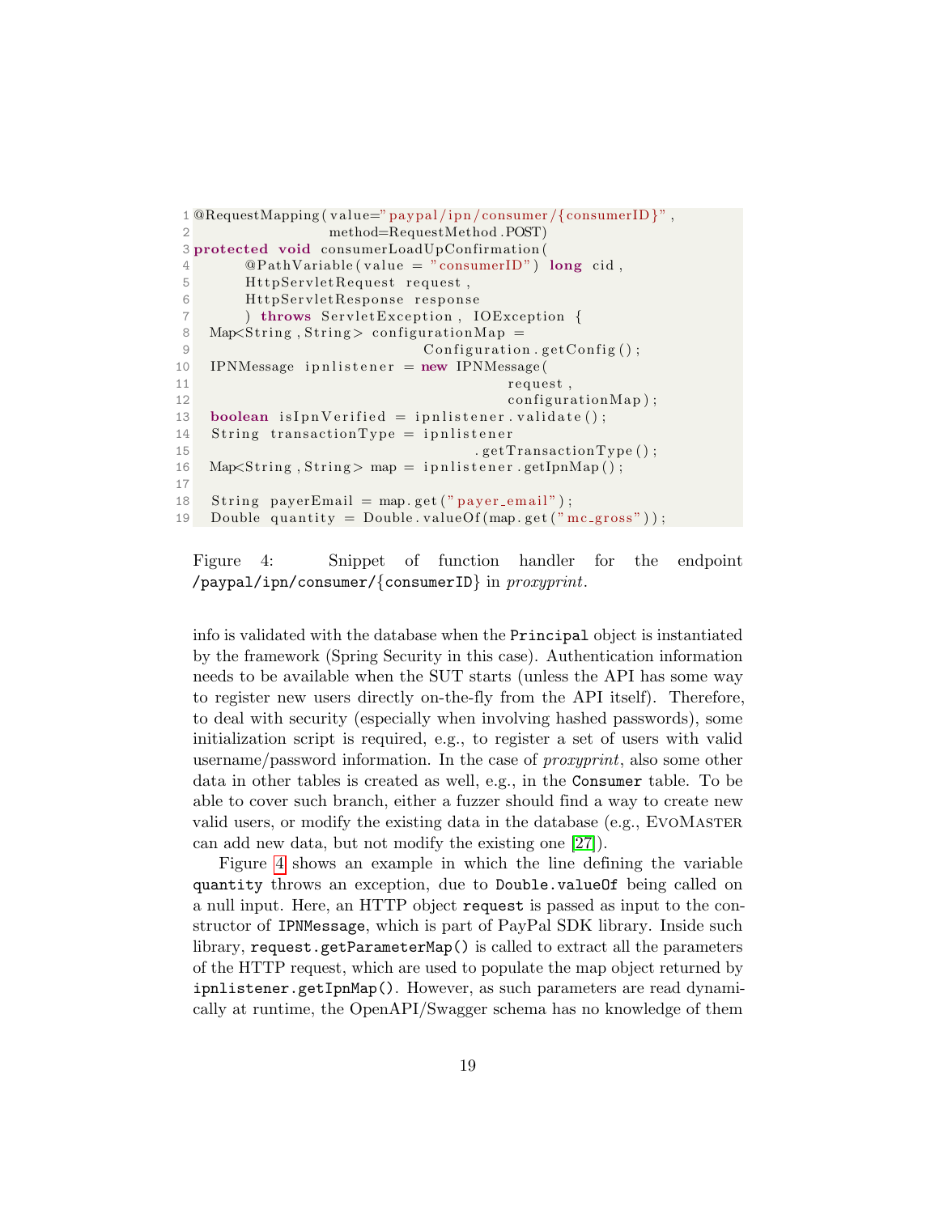```java
@RequestMapping(value="paypal/ipn/consumer/{consumerID}",
                method=RequestMethod.POST)
protected void consumerLoadUpConfirmation(
      @PathVariable(value = "consumerID") long cid,
      HttpServletRequest request,
      HttpServletResponse response
      ) throws ServletException, IOException {
  Map<String,String> configurationMap =
                         Configuration.getConfig();
  IPNMessage ipnlistener = new IPNMessage(
                                  request,
                                  configurationMap);
  boolean isIpnVerified = ipnlistener.validate();
  String transactionType = ipnlistener
                              .getTransactionType();
  Map<String,String> map = ipnlistener.getIpnMap();

  String payerEmail = map.get("payer_email");
  Double quantity = Double.valueOf(map.get("mc_gross"));
```

Figure 4: Snippet of function handler for the endpoint `/paypal/ipn/consumer/{consumerID}` in *proxyprint*.

info is validated with the database when the `Principal` object is instantiated by the framework (Spring Security in this case). Authentication information needs to be available when the SUT starts (unless the API has some way to register new users directly on-the-fly from the API itself). Therefore, to deal with security (especially when involving hashed passwords), some initialization script is required, e.g., to register a set of users with valid username/password information. In the case of *proxyprint*, also some other data in other tables is created as well, e.g., in the `Consumer` table. To be able to cover such branch, either a fuzzer should find a way to create new valid users, or modify the existing data in the database (e.g., EvoMaster can add new data, but not modify the existing one [27]).

Figure 4 shows an example in which the line defining the variable `quantity` throws an exception, due to `Double.valueOf` being called on a null input. Here, an HTTP object `request` is passed as input to the constructor of `IPNMessage`, which is part of PayPal SDK library. Inside such library, `request.getParameterMap()` is called to extract all the parameters of the HTTP request, which are used to populate the map object returned by `ipnlistener.getIpnMap()`. However, as such parameters are read dynamically at runtime, the OpenAPI/Swagger schema has no knowledge of them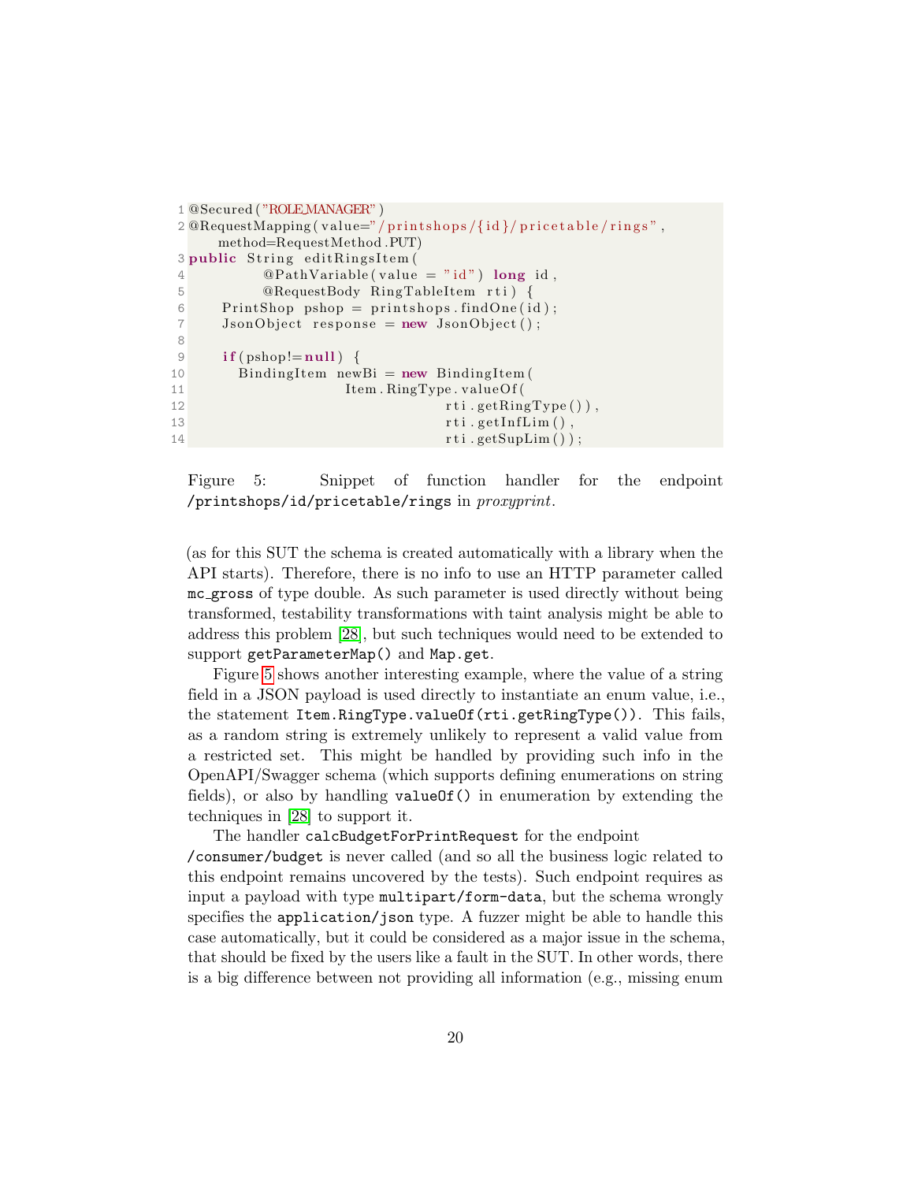```java
1 @Secured("ROLE_MANAGER")
2 @RequestMapping(value="/printshops/{id}/pricetable/rings",
      method=RequestMethod.PUT)
3 public String editRingsItem(
4         @PathVariable(value = "id") long id,
5         @RequestBody RingTableItem rti) {
6     PrintShop pshop = printshops.findOne(id);
7     JsonObject response = new JsonObject();
8
9     if(pshop!=null) {
10      BindingItem newBi = new BindingItem(
11                  Item.RingType.valueOf(
12                              rti.getRingType()),
13                              rti.getInfLim(),
14                              rti.getSupLim());
```

Figure 5: Snippet of function handler for the endpoint `/printshops/id/pricetable/rings` in *proxyprint*.

(as for this SUT the schema is created automatically with a library when the API starts). Therefore, there is no info to use an HTTP parameter called `mc_gross` of type double. As such parameter is used directly without being transformed, testability transformations with taint analysis might be able to address this problem [28], but such techniques would need to be extended to support `getParameterMap()` and `Map.get`.

Figure 5 shows another interesting example, where the value of a string field in a JSON payload is used directly to instantiate an enum value, i.e., the statement `Item.RingType.valueOf(rti.getRingType())`. This fails, as a random string is extremely unlikely to represent a valid value from a restricted set. This might be handled by providing such info in the OpenAPI/Swagger schema (which supports defining enumerations on string fields), or also by handling `valueOf()` in enumeration by extending the techniques in [28] to support it.

The handler `calcBudgetForPrintRequest` for the endpoint `/consumer/budget` is never called (and so all the business logic related to this endpoint remains uncovered by the tests). Such endpoint requires as input a payload with type `multipart/form-data`, but the schema wrongly specifies the `application/json` type. A fuzzer might be able to handle this case automatically, but it could be considered as a major issue in the schema, that should be fixed by the users like a fault in the SUT. In other words, there is a big difference between not providing all information (e.g., missing enum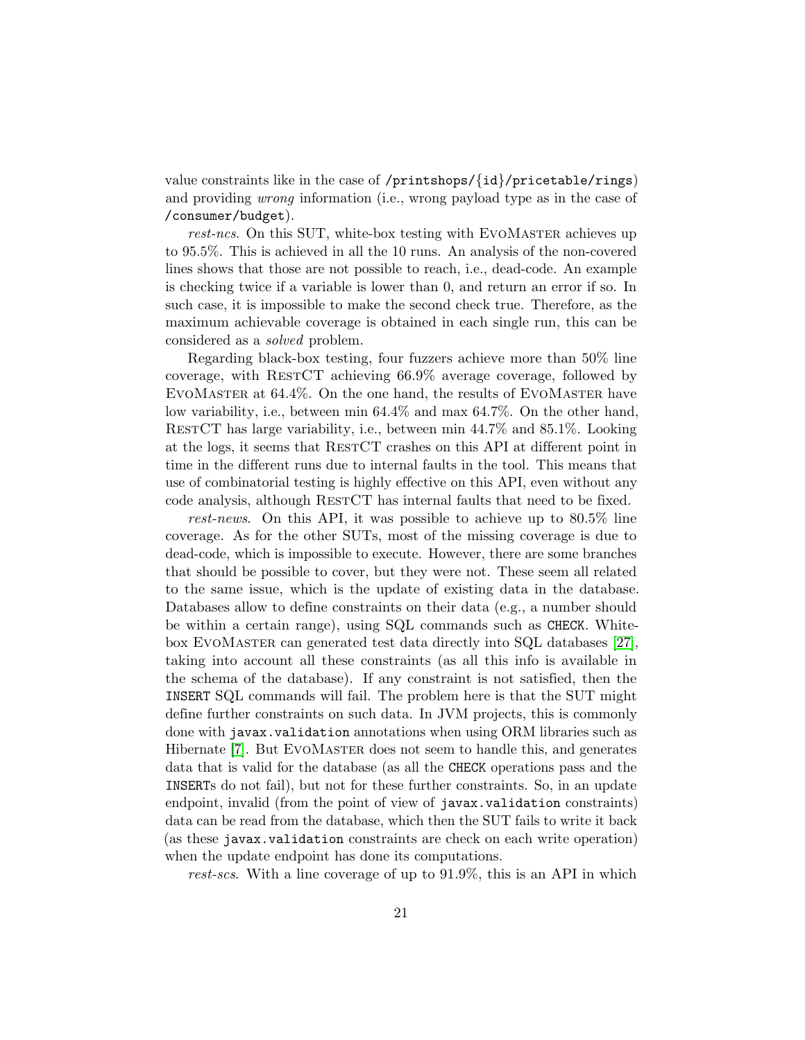value constraints like in the case of `/printshops/{id}/pricetable/rings`) and providing *wrong* information (i.e., wrong payload type as in the case of `/consumer/budget`).

*rest-ncs*. On this SUT, white-box testing with EvoMaster achieves up to 95.5%. This is achieved in all the 10 runs. An analysis of the non-covered lines shows that those are not possible to reach, i.e., dead-code. An example is checking twice if a variable is lower than 0, and return an error if so. In such case, it is impossible to make the second check true. Therefore, as the maximum achievable coverage is obtained in each single run, this can be considered as a *solved* problem.

Regarding black-box testing, four fuzzers achieve more than 50% line coverage, with RestCT achieving 66.9% average coverage, followed by EvoMaster at 64.4%. On the one hand, the results of EvoMaster have low variability, i.e., between min 64.4% and max 64.7%. On the other hand, RestCT has large variability, i.e., between min 44.7% and 85.1%. Looking at the logs, it seems that RestCT crashes on this API at different point in time in the different runs due to internal faults in the tool. This means that use of combinatorial testing is highly effective on this API, even without any code analysis, although RestCT has internal faults that need to be fixed.

*rest-news*. On this API, it was possible to achieve up to 80.5% line coverage. As for the other SUTs, most of the missing coverage is due to dead-code, which is impossible to execute. However, there are some branches that should be possible to cover, but they were not. These seem all related to the same issue, which is the update of existing data in the database. Databases allow to define constraints on their data (e.g., a number should be within a certain range), using SQL commands such as `CHECK`. White-box EvoMaster can generated test data directly into SQL databases [27], taking into account all these constraints (as all this info is available in the schema of the database). If any constraint is not satisfied, then the `INSERT` SQL commands will fail. The problem here is that the SUT might define further constraints on such data. In JVM projects, this is commonly done with `javax.validation` annotations when using ORM libraries such as Hibernate [7]. But EvoMaster does not seem to handle this, and generates data that is valid for the database (as all the `CHECK` operations pass and the `INSERT`s do not fail), but not for these further constraints. So, in an update endpoint, invalid (from the point of view of `javax.validation` constraints) data can be read from the database, which then the SUT fails to write it back (as these `javax.validation` constraints are check on each write operation) when the update endpoint has done its computations.

*rest-scs*. With a line coverage of up to 91.9%, this is an API in which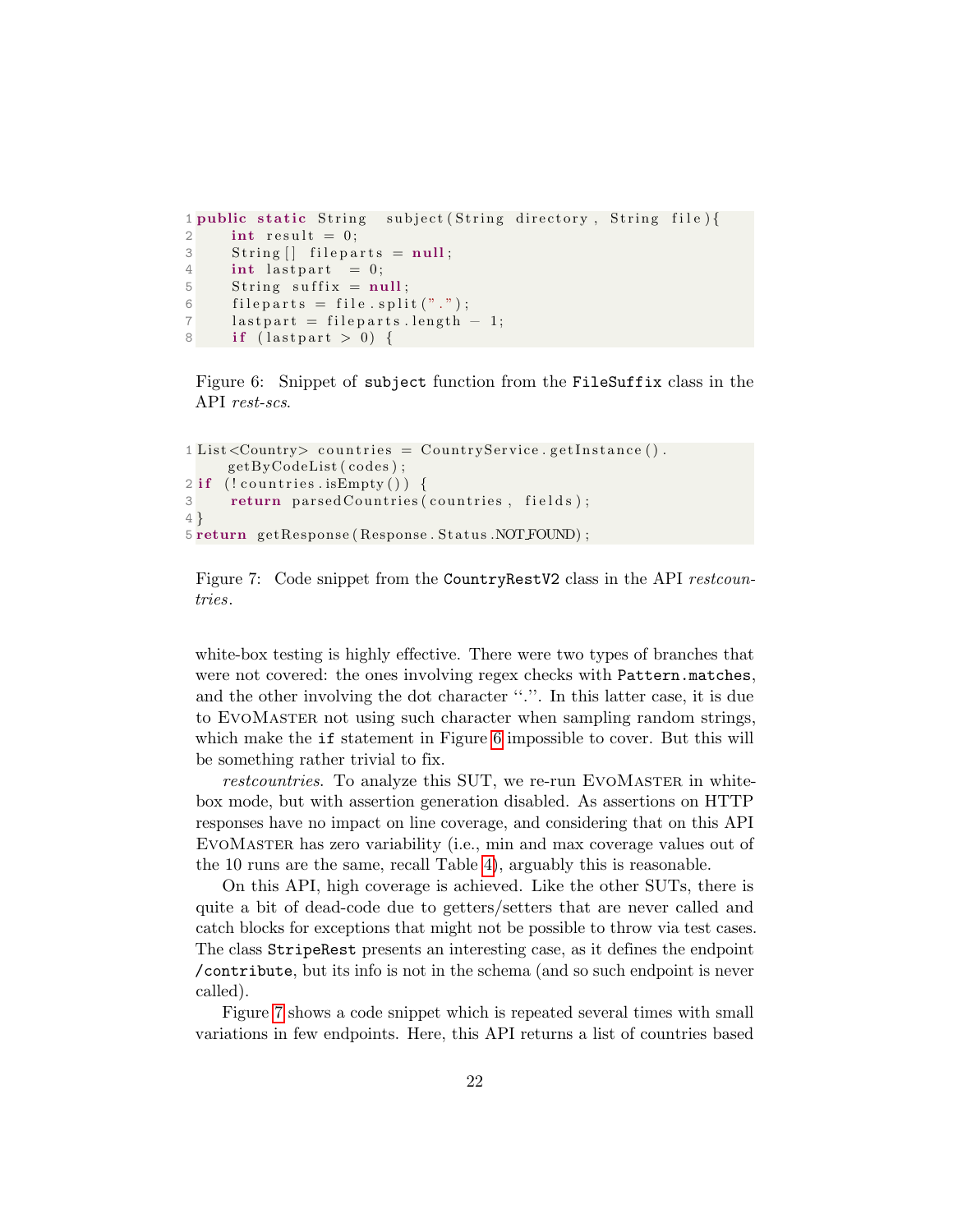```java
public static String  subject(String directory , String file){
    int result = 0;
    String[] fileparts = null;
    int lastpart  = 0;
    String suffix = null;
    fileparts = file.split(".");
    lastpart = fileparts.length - 1;
    if (lastpart > 0) {
```

Figure 6: Snippet of `subject` function from the `FileSuffix` class in the API *rest-scs*.

```java
List<Country> countries = CountryService.getInstance().
    getByCodeList(codes);
if (!countries.isEmpty()) {
    return parsedCountries(countries, fields);
}
return getResponse(Response.Status.NOT_FOUND);
```

Figure 7: Code snippet from the `CountryRestV2` class in the API *restcountries*.

white-box testing is highly effective. There were two types of branches that were not covered: the ones involving regex checks with `Pattern.matches`, and the other involving the dot character ".". In this latter case, it is due to EvoMaster not using such character when sampling random strings, which make the `if` statement in Figure 6 impossible to cover. But this will be something rather trivial to fix.

*restcountries.* To analyze this SUT, we re-run EvoMaster in white-box mode, but with assertion generation disabled. As assertions on HTTP responses have no impact on line coverage, and considering that on this API EvoMaster has zero variability (i.e., min and max coverage values out of the 10 runs are the same, recall Table 4), arguably this is reasonable.

On this API, high coverage is achieved. Like the other SUTs, there is quite a bit of dead-code due to getters/setters that are never called and catch blocks for exceptions that might not be possible to throw via test cases. The class `StripeRest` presents an interesting case, as it defines the endpoint `/contribute`, but its info is not in the schema (and so such endpoint is never called).

Figure 7 shows a code snippet which is repeated several times with small variations in few endpoints. Here, this API returns a list of countries based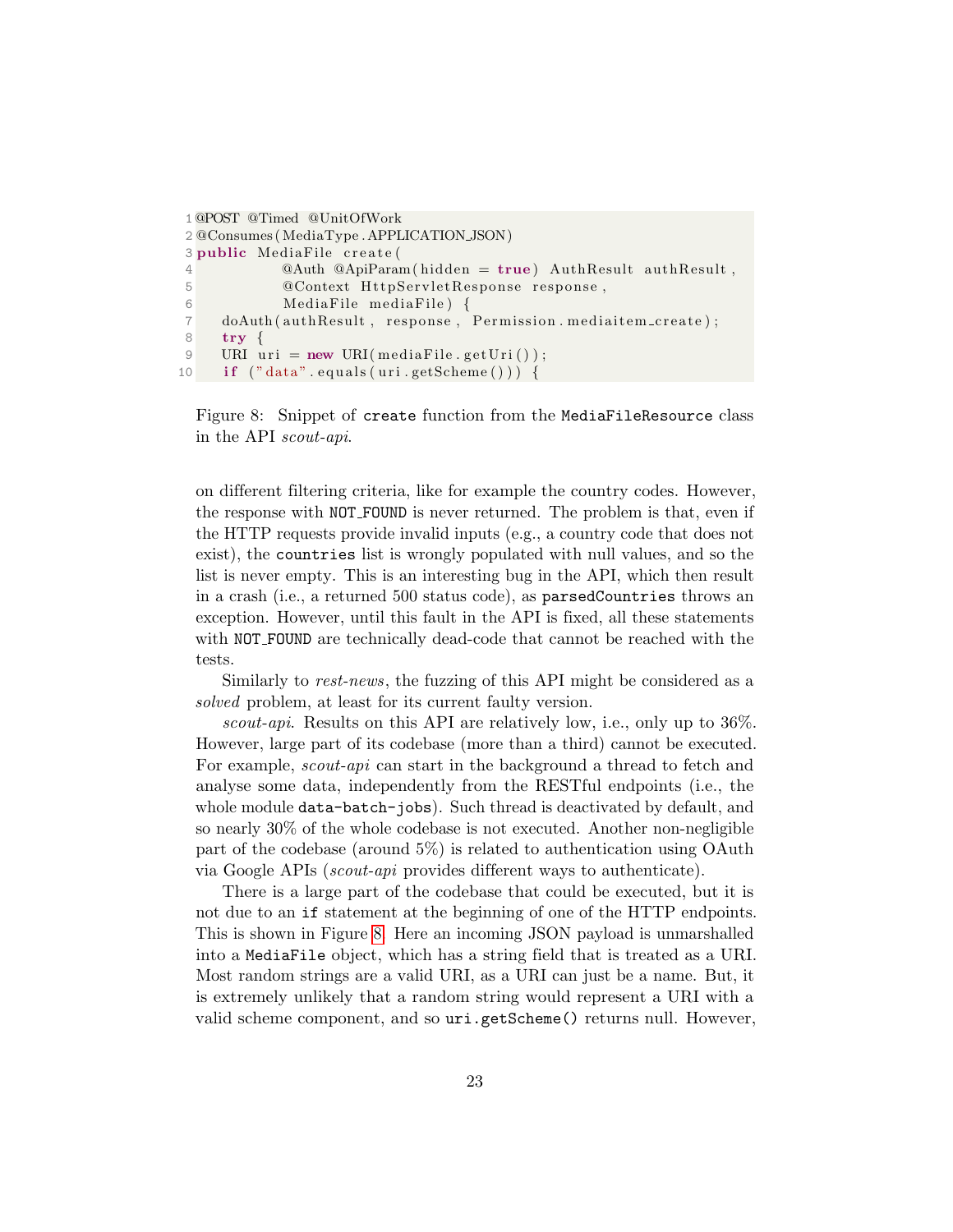```java
@POST @Timed @UnitOfWork
@Consumes(MediaType.APPLICATION_JSON)
public MediaFile create(
        @Auth @ApiParam(hidden = true) AuthResult authResult,
        @Context HttpServletResponse response,
        MediaFile mediaFile) {
    doAuth(authResult, response, Permission.mediaitem_create);
    try {
    URI uri = new URI(mediaFile.getUri());
     if ("data".equals(uri.getScheme())) {
```

Figure 8: Snippet of `create` function from the `MediaFileResource` class in the API *scout-api*.

on different filtering criteria, like for example the country codes. However, the response with `NOT_FOUND` is never returned. The problem is that, even if the HTTP requests provide invalid inputs (e.g., a country code that does not exist), the `countries` list is wrongly populated with null values, and so the list is never empty. This is an interesting bug in the API, which then result in a crash (i.e., a returned 500 status code), as `parsedCountries` throws an exception. However, until this fault in the API is fixed, all these statements with `NOT_FOUND` are technically dead-code that cannot be reached with the tests.

Similarly to *rest-news*, the fuzzing of this API might be considered as a *solved* problem, at least for its current faulty version.

*scout-api*. Results on this API are relatively low, i.e., only up to 36%. However, large part of its codebase (more than a third) cannot be executed. For example, *scout-api* can start in the background a thread to fetch and analyse some data, independently from the RESTful endpoints (i.e., the whole module `data-batch-jobs`). Such thread is deactivated by default, and so nearly 30% of the whole codebase is not executed. Another non-negligible part of the codebase (around 5%) is related to authentication using OAuth via Google APIs (*scout-api* provides different ways to authenticate).

There is a large part of the codebase that could be executed, but it is not due to an `if` statement at the beginning of one of the HTTP endpoints. This is shown in Figure 8. Here an incoming JSON payload is unmarshalled into a `MediaFile` object, which has a string field that is treated as a URI. Most random strings are a valid URI, as a URI can just be a name. But, it is extremely unlikely that a random string would represent a URI with a valid scheme component, and so `uri.getScheme()` returns null. However,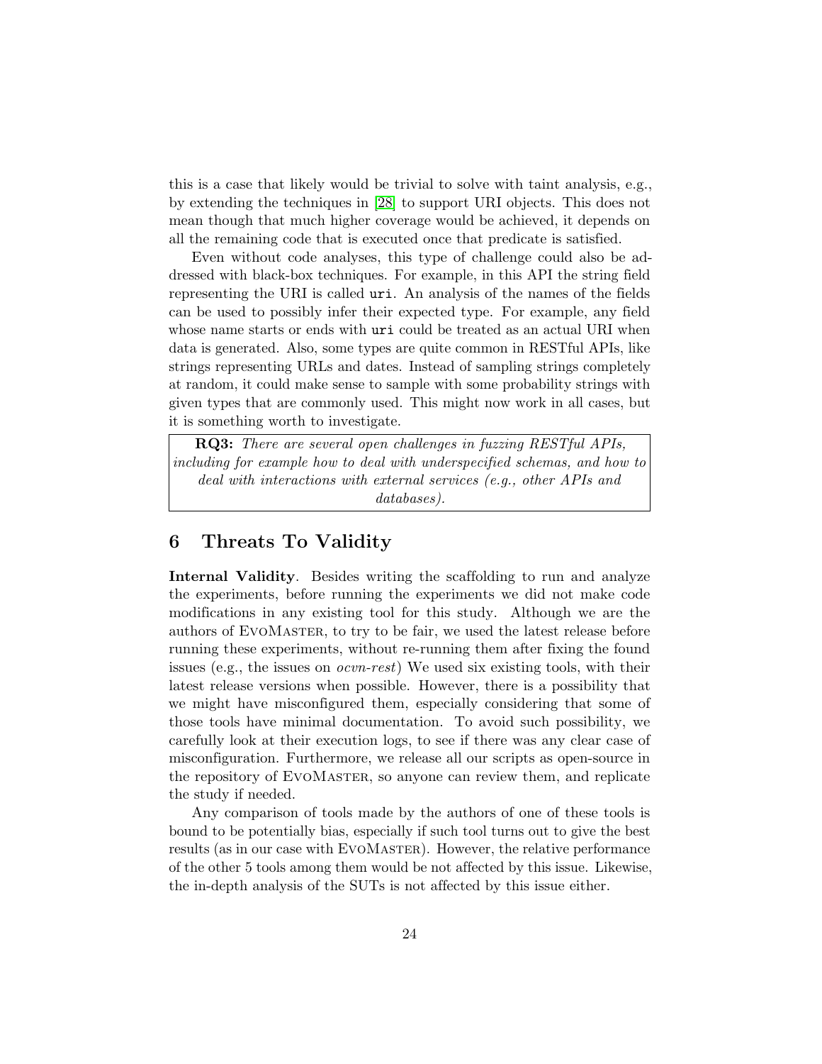this is a case that likely would be trivial to solve with taint analysis, e.g., by extending the techniques in [28] to support URI objects. This does not mean though that much higher coverage would be achieved, it depends on all the remaining code that is executed once that predicate is satisfied.

Even without code analyses, this type of challenge could also be addressed with black-box techniques. For example, in this API the string field representing the URI is called `uri`. An analysis of the names of the fields can be used to possibly infer their expected type. For example, any field whose name starts or ends with `uri` could be treated as an actual URI when data is generated. Also, some types are quite common in RESTful APIs, like strings representing URLs and dates. Instead of sampling strings completely at random, it could make sense to sample with some probability strings with given types that are commonly used. This might now work in all cases, but it is something worth to investigate.

> **RQ3:** *There are several open challenges in fuzzing RESTful APIs, including for example how to deal with underspecified schemas, and how to deal with interactions with external services (e.g., other APIs and databases).*

## 6 Threats To Validity

**Internal Validity**. Besides writing the scaffolding to run and analyze the experiments, before running the experiments we did not make code modifications in any existing tool for this study. Although we are the authors of EvoMaster, to try to be fair, we used the latest release before running these experiments, without re-running them after fixing the found issues (e.g., the issues on *ocvn-rest*) We used six existing tools, with their latest release versions when possible. However, there is a possibility that we might have misconfigured them, especially considering that some of those tools have minimal documentation. To avoid such possibility, we carefully look at their execution logs, to see if there was any clear case of misconfiguration. Furthermore, we release all our scripts as open-source in the repository of EvoMaster, so anyone can review them, and replicate the study if needed.

Any comparison of tools made by the authors of one of these tools is bound to be potentially bias, especially if such tool turns out to give the best results (as in our case with EvoMaster). However, the relative performance of the other 5 tools among them would be not affected by this issue. Likewise, the in-depth analysis of the SUTs is not affected by this issue either.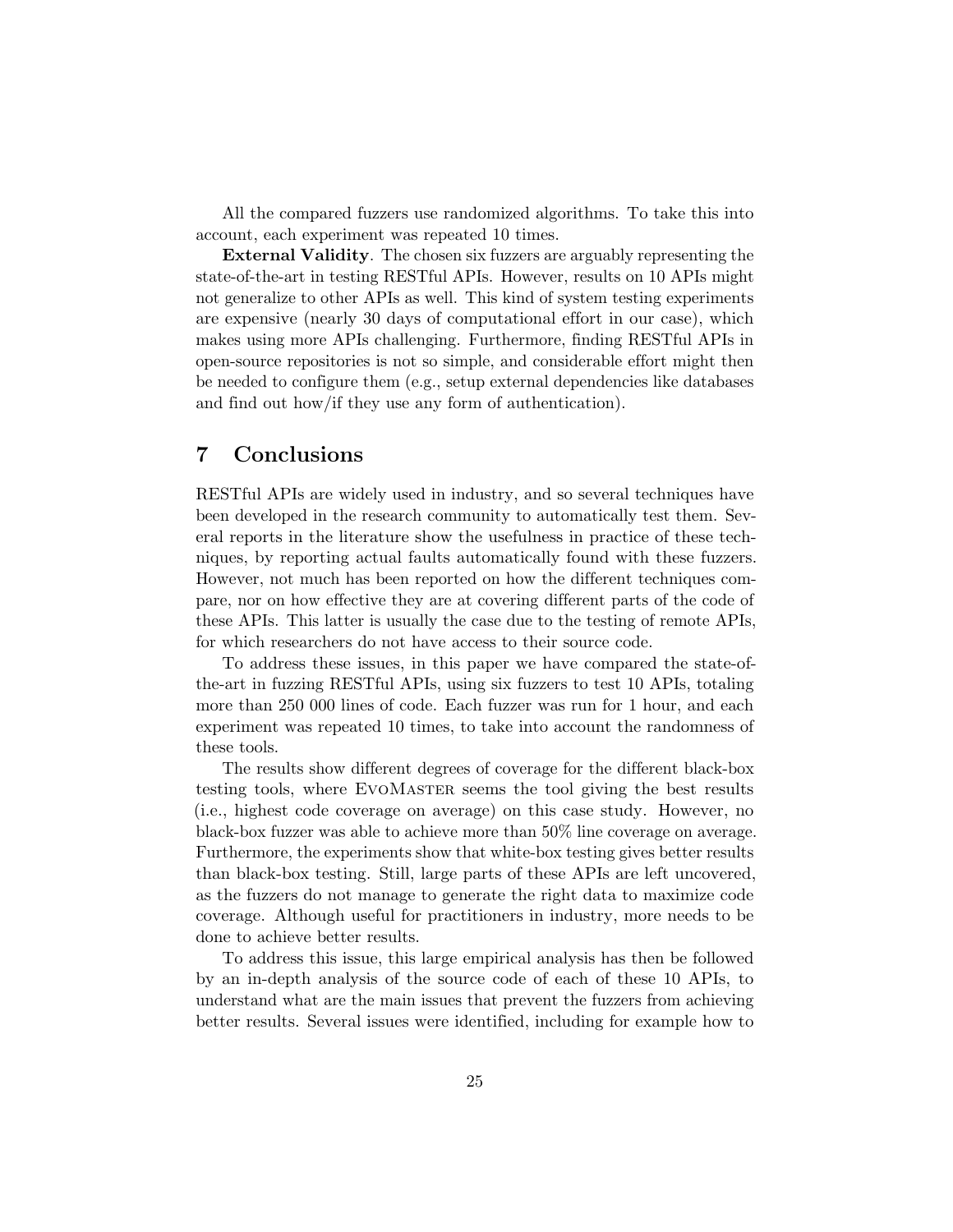All the compared fuzzers use randomized algorithms. To take this into account, each experiment was repeated 10 times.

**External Validity**. The chosen six fuzzers are arguably representing the state-of-the-art in testing RESTful APIs. However, results on 10 APIs might not generalize to other APIs as well. This kind of system testing experiments are expensive (nearly 30 days of computational effort in our case), which makes using more APIs challenging. Furthermore, finding RESTful APIs in open-source repositories is not so simple, and considerable effort might then be needed to configure them (e.g., setup external dependencies like databases and find out how/if they use any form of authentication).

## 7 Conclusions

RESTful APIs are widely used in industry, and so several techniques have been developed in the research community to automatically test them. Several reports in the literature show the usefulness in practice of these techniques, by reporting actual faults automatically found with these fuzzers. However, not much has been reported on how the different techniques compare, nor on how effective they are at covering different parts of the code of these APIs. This latter is usually the case due to the testing of remote APIs, for which researchers do not have access to their source code.

To address these issues, in this paper we have compared the state-of-the-art in fuzzing RESTful APIs, using six fuzzers to test 10 APIs, totaling more than 250 000 lines of code. Each fuzzer was run for 1 hour, and each experiment was repeated 10 times, to take into account the randomness of these tools.

The results show different degrees of coverage for the different black-box testing tools, where EvoMaster seems the tool giving the best results (i.e., highest code coverage on average) on this case study. However, no black-box fuzzer was able to achieve more than 50% line coverage on average. Furthermore, the experiments show that white-box testing gives better results than black-box testing. Still, large parts of these APIs are left uncovered, as the fuzzers do not manage to generate the right data to maximize code coverage. Although useful for practitioners in industry, more needs to be done to achieve better results.

To address this issue, this large empirical analysis has then be followed by an in-depth analysis of the source code of each of these 10 APIs, to understand what are the main issues that prevent the fuzzers from achieving better results. Several issues were identified, including for example how to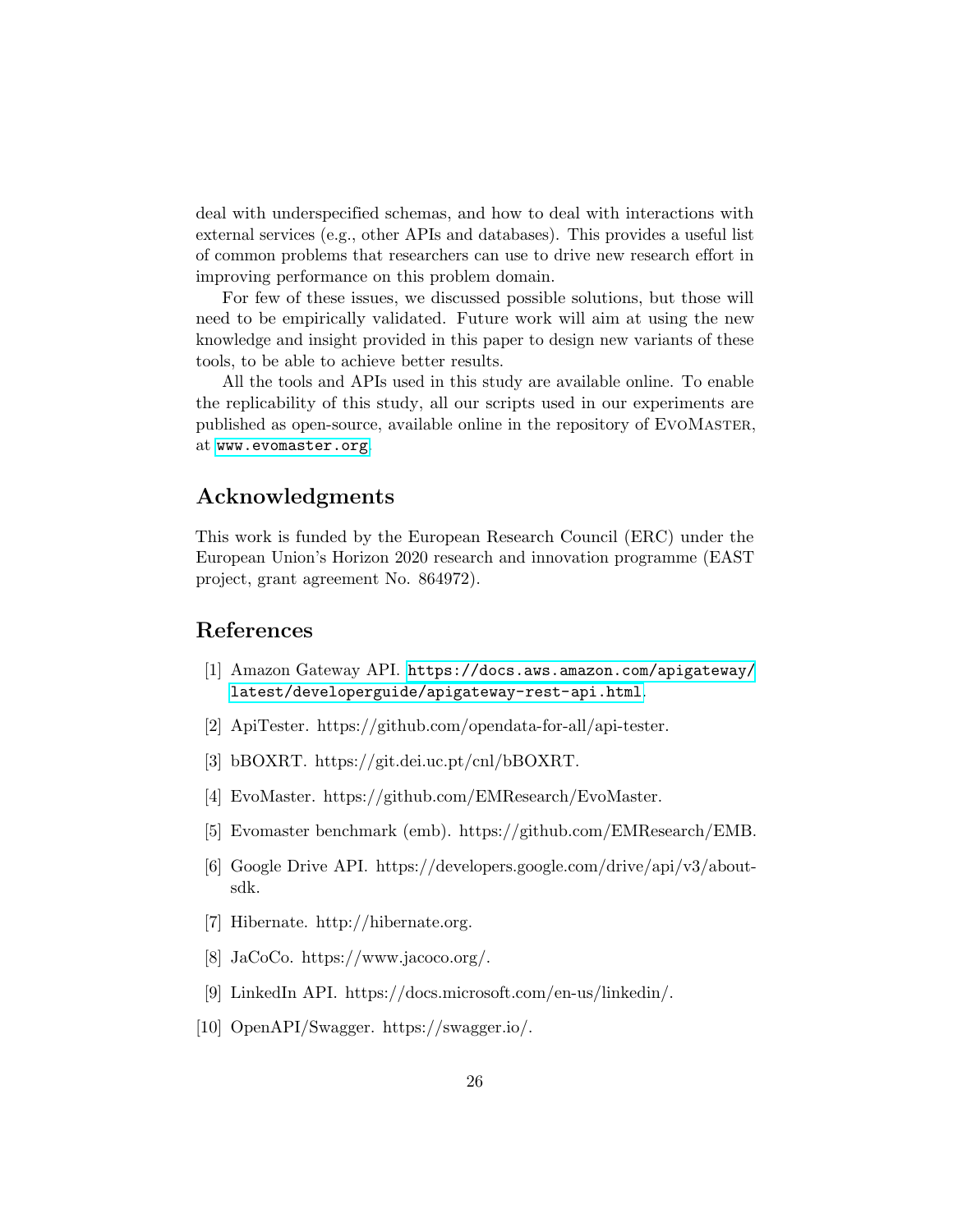deal with underspecified schemas, and how to deal with interactions with external services (e.g., other APIs and databases). This provides a useful list of common problems that researchers can use to drive new research effort in improving performance on this problem domain.

For few of these issues, we discussed possible solutions, but those will need to be empirically validated. Future work will aim at using the new knowledge and insight provided in this paper to design new variants of these tools, to be able to achieve better results.

All the tools and APIs used in this study are available online. To enable the replicability of this study, all our scripts used in our experiments are published as open-source, available online in the repository of EvoMaster, at www.evomaster.org.

## Acknowledgments

This work is funded by the European Research Council (ERC) under the European Union's Horizon 2020 research and innovation programme (EAST project, grant agreement No. 864972).

## References

[1] Amazon Gateway API. https://docs.aws.amazon.com/apigateway/latest/developerguide/apigateway-rest-api.html.

[2] ApiTester. https://github.com/opendata-for-all/api-tester.

[3] bBOXRT. https://git.dei.uc.pt/cnl/bBOXRT.

[4] EvoMaster. https://github.com/EMResearch/EvoMaster.

[5] Evomaster benchmark (emb). https://github.com/EMResearch/EMB.

[6] Google Drive API. https://developers.google.com/drive/api/v3/about-sdk.

[7] Hibernate. http://hibernate.org.

[8] JaCoCo. https://www.jacoco.org/.

[9] LinkedIn API. https://docs.microsoft.com/en-us/linkedin/.

[10] OpenAPI/Swagger. https://swagger.io/.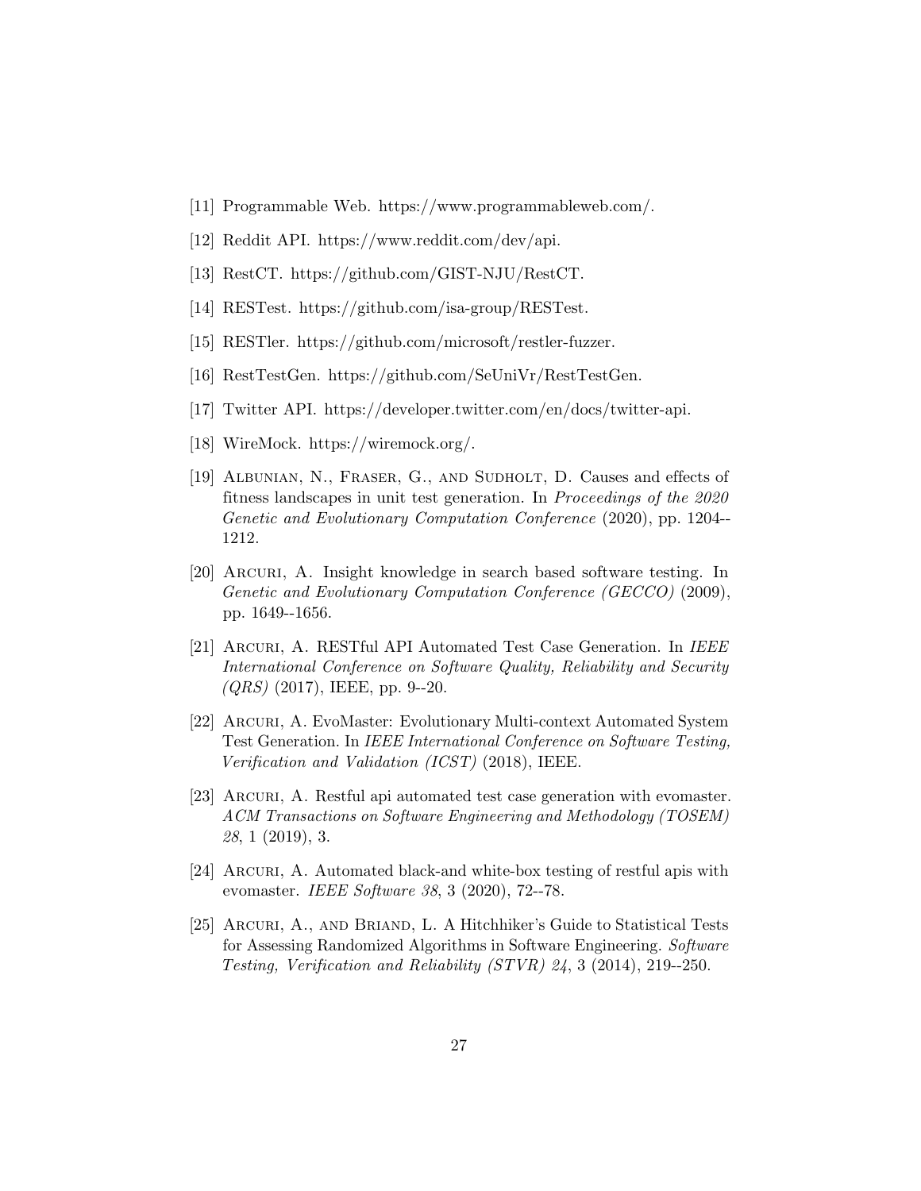[11] Programmable Web. https://www.programmableweb.com/.

[12] Reddit API. https://www.reddit.com/dev/api.

[13] RestCT. https://github.com/GIST-NJU/RestCT.

[14] RESTest. https://github.com/isa-group/RESTest.

[15] RESTler. https://github.com/microsoft/restler-fuzzer.

[16] RestTestGen. https://github.com/SeUniVr/RestTestGen.

[17] Twitter API. https://developer.twitter.com/en/docs/twitter-api.

[18] WireMock. https://wiremock.org/.

[19] Albunian, N., Fraser, G., and Sudholt, D. Causes and effects of fitness landscapes in unit test generation. In *Proceedings of the 2020 Genetic and Evolutionary Computation Conference* (2020), pp. 1204--1212.

[20] Arcuri, A. Insight knowledge in search based software testing. In *Genetic and Evolutionary Computation Conference (GECCO)* (2009), pp. 1649--1656.

[21] Arcuri, A. RESTful API Automated Test Case Generation. In *IEEE International Conference on Software Quality, Reliability and Security (QRS)* (2017), IEEE, pp. 9--20.

[22] Arcuri, A. EvoMaster: Evolutionary Multi-context Automated System Test Generation. In *IEEE International Conference on Software Testing, Verification and Validation (ICST)* (2018), IEEE.

[23] Arcuri, A. Restful api automated test case generation with evomaster. *ACM Transactions on Software Engineering and Methodology (TOSEM) 28*, 1 (2019), 3.

[24] Arcuri, A. Automated black-and white-box testing of restful apis with evomaster. *IEEE Software 38*, 3 (2020), 72--78.

[25] Arcuri, A., and Briand, L. A Hitchhiker's Guide to Statistical Tests for Assessing Randomized Algorithms in Software Engineering. *Software Testing, Verification and Reliability (STVR) 24*, 3 (2014), 219--250.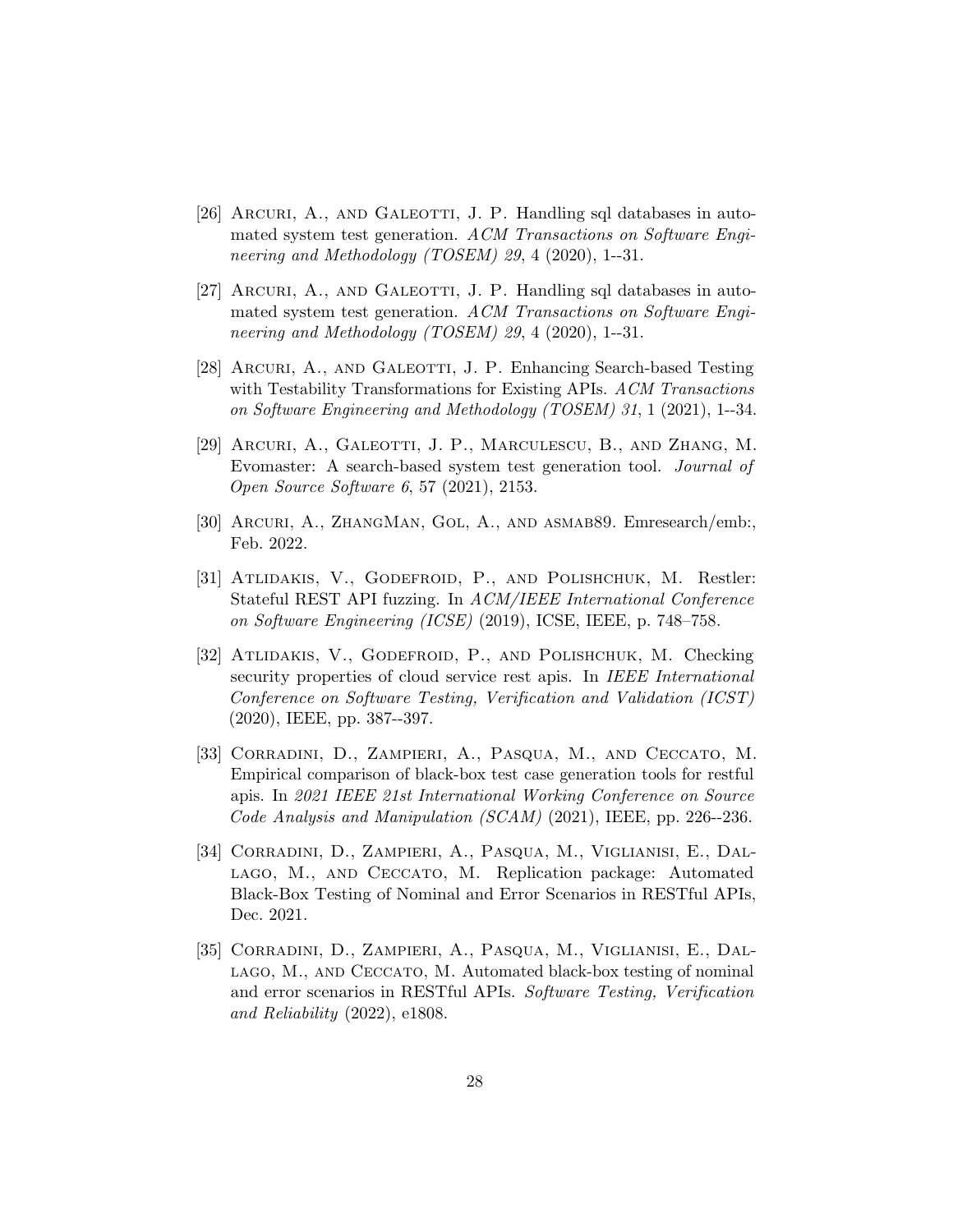[26] Arcuri, A., and Galeotti, J. P. Handling sql databases in automated system test generation. *ACM Transactions on Software Engineering and Methodology (TOSEM) 29*, 4 (2020), 1--31.

[27] Arcuri, A., and Galeotti, J. P. Handling sql databases in automated system test generation. *ACM Transactions on Software Engineering and Methodology (TOSEM) 29*, 4 (2020), 1--31.

[28] Arcuri, A., and Galeotti, J. P. Enhancing Search-based Testing with Testability Transformations for Existing APIs. *ACM Transactions on Software Engineering and Methodology (TOSEM) 31*, 1 (2021), 1--34.

[29] Arcuri, A., Galeotti, J. P., Marculescu, B., and Zhang, M. Evomaster: A search-based system test generation tool. *Journal of Open Source Software 6*, 57 (2021), 2153.

[30] Arcuri, A., ZhangMan, Gol, A., and asmab89. Emresearch/emb:, Feb. 2022.

[31] Atlidakis, V., Godefroid, P., and Polishchuk, M. Restler: Stateful REST API fuzzing. In *ACM/IEEE International Conference on Software Engineering (ICSE)* (2019), ICSE, IEEE, p. 748–758.

[32] Atlidakis, V., Godefroid, P., and Polishchuk, M. Checking security properties of cloud service rest apis. In *IEEE International Conference on Software Testing, Verification and Validation (ICST)* (2020), IEEE, pp. 387--397.

[33] Corradini, D., Zampieri, A., Pasqua, M., and Ceccato, M. Empirical comparison of black-box test case generation tools for restful apis. In *2021 IEEE 21st International Working Conference on Source Code Analysis and Manipulation (SCAM)* (2021), IEEE, pp. 226--236.

[34] Corradini, D., Zampieri, A., Pasqua, M., Viglianisi, E., Dallago, M., and Ceccato, M. Replication package: Automated Black-Box Testing of Nominal and Error Scenarios in RESTful APIs, Dec. 2021.

[35] Corradini, D., Zampieri, A., Pasqua, M., Viglianisi, E., Dallago, M., and Ceccato, M. Automated black-box testing of nominal and error scenarios in RESTful APIs. *Software Testing, Verification and Reliability* (2022), e1808.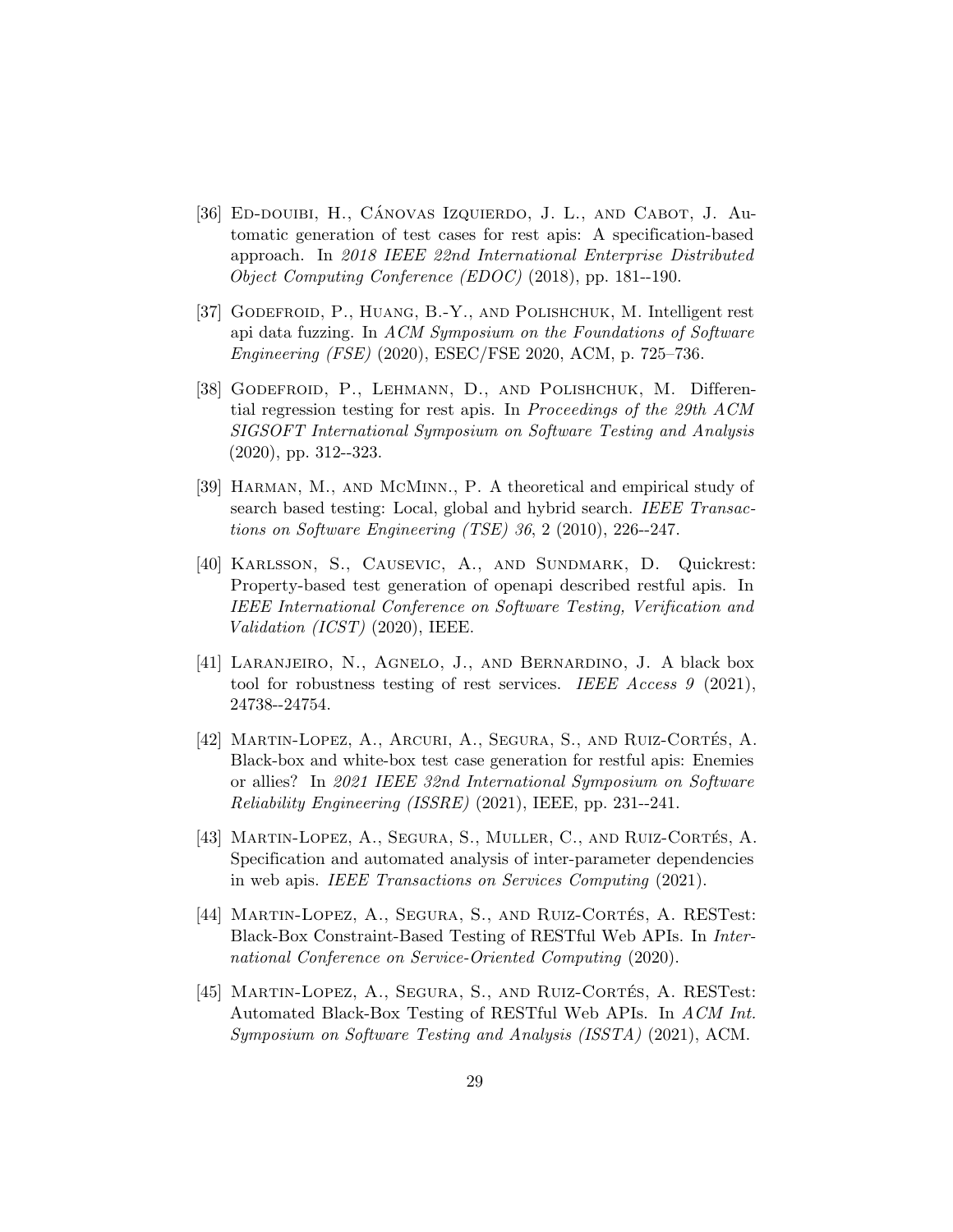[36] Ed-douibi, H., Cánovas Izquierdo, J. L., and Cabot, J. Automatic generation of test cases for rest apis: A specification-based approach. In *2018 IEEE 22nd International Enterprise Distributed Object Computing Conference (EDOC)* (2018), pp. 181--190.

[37] Godefroid, P., Huang, B.-Y., and Polishchuk, M. Intelligent rest api data fuzzing. In *ACM Symposium on the Foundations of Software Engineering (FSE)* (2020), ESEC/FSE 2020, ACM, p. 725–736.

[38] Godefroid, P., Lehmann, D., and Polishchuk, M. Differential regression testing for rest apis. In *Proceedings of the 29th ACM SIGSOFT International Symposium on Software Testing and Analysis* (2020), pp. 312--323.

[39] Harman, M., and McMinn., P. A theoretical and empirical study of search based testing: Local, global and hybrid search. *IEEE Transactions on Software Engineering (TSE) 36*, 2 (2010), 226--247.

[40] Karlsson, S., Causevic, A., and Sundmark, D. Quickrest: Property-based test generation of openapi described restful apis. In *IEEE International Conference on Software Testing, Verification and Validation (ICST)* (2020), IEEE.

[41] Laranjeiro, N., Agnelo, J., and Bernardino, J. A black box tool for robustness testing of rest services. *IEEE Access 9* (2021), 24738--24754.

[42] Martin-Lopez, A., Arcuri, A., Segura, S., and Ruiz-Cortés, A. Black-box and white-box test case generation for restful apis: Enemies or allies? In *2021 IEEE 32nd International Symposium on Software Reliability Engineering (ISSRE)* (2021), IEEE, pp. 231--241.

[43] Martin-Lopez, A., Segura, S., Muller, C., and Ruiz-Cortés, A. Specification and automated analysis of inter-parameter dependencies in web apis. *IEEE Transactions on Services Computing* (2021).

[44] Martin-Lopez, A., Segura, S., and Ruiz-Cortés, A. RESTest: Black-Box Constraint-Based Testing of RESTful Web APIs. In *International Conference on Service-Oriented Computing* (2020).

[45] Martin-Lopez, A., Segura, S., and Ruiz-Cortés, A. RESTest: Automated Black-Box Testing of RESTful Web APIs. In *ACM Int. Symposium on Software Testing and Analysis (ISSTA)* (2021), ACM.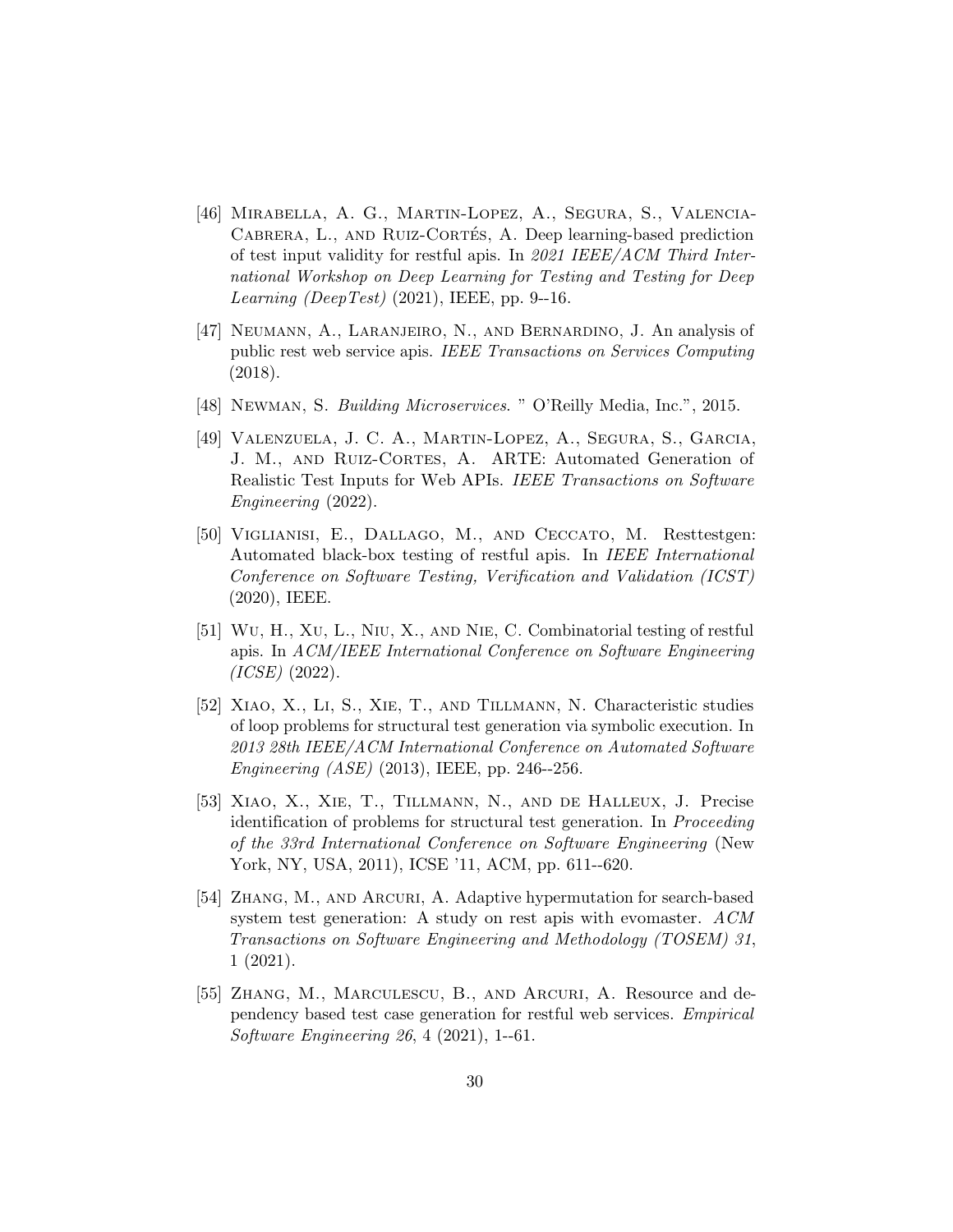[46] Mirabella, A. G., Martin-Lopez, A., Segura, S., Valencia-Cabrera, L., and Ruiz-Cortés, A. Deep learning-based prediction of test input validity for restful apis. In *2021 IEEE/ACM Third International Workshop on Deep Learning for Testing and Testing for Deep Learning (DeepTest)* (2021), IEEE, pp. 9--16.

[47] Neumann, A., Laranjeiro, N., and Bernardino, J. An analysis of public rest web service apis. *IEEE Transactions on Services Computing* (2018).

[48] Newman, S. *Building Microservices*. " O'Reilly Media, Inc.", 2015.

[49] Valenzuela, J. C. A., Martin-Lopez, A., Segura, S., Garcia, J. M., and Ruiz-Cortes, A. ARTE: Automated Generation of Realistic Test Inputs for Web APIs. *IEEE Transactions on Software Engineering* (2022).

[50] Viglianisi, E., Dallago, M., and Ceccato, M. Resttestgen: Automated black-box testing of restful apis. In *IEEE International Conference on Software Testing, Verification and Validation (ICST)* (2020), IEEE.

[51] Wu, H., Xu, L., Niu, X., and Nie, C. Combinatorial testing of restful apis. In *ACM/IEEE International Conference on Software Engineering (ICSE)* (2022).

[52] Xiao, X., Li, S., Xie, T., and Tillmann, N. Characteristic studies of loop problems for structural test generation via symbolic execution. In *2013 28th IEEE/ACM International Conference on Automated Software Engineering (ASE)* (2013), IEEE, pp. 246--256.

[53] Xiao, X., Xie, T., Tillmann, N., and de Halleux, J. Precise identification of problems for structural test generation. In *Proceeding of the 33rd International Conference on Software Engineering* (New York, NY, USA, 2011), ICSE '11, ACM, pp. 611--620.

[54] Zhang, M., and Arcuri, A. Adaptive hypermutation for search-based system test generation: A study on rest apis with evomaster. *ACM Transactions on Software Engineering and Methodology (TOSEM) 31*, 1 (2021).

[55] Zhang, M., Marculescu, B., and Arcuri, A. Resource and dependency based test case generation for restful web services. *Empirical Software Engineering 26*, 4 (2021), 1--61.